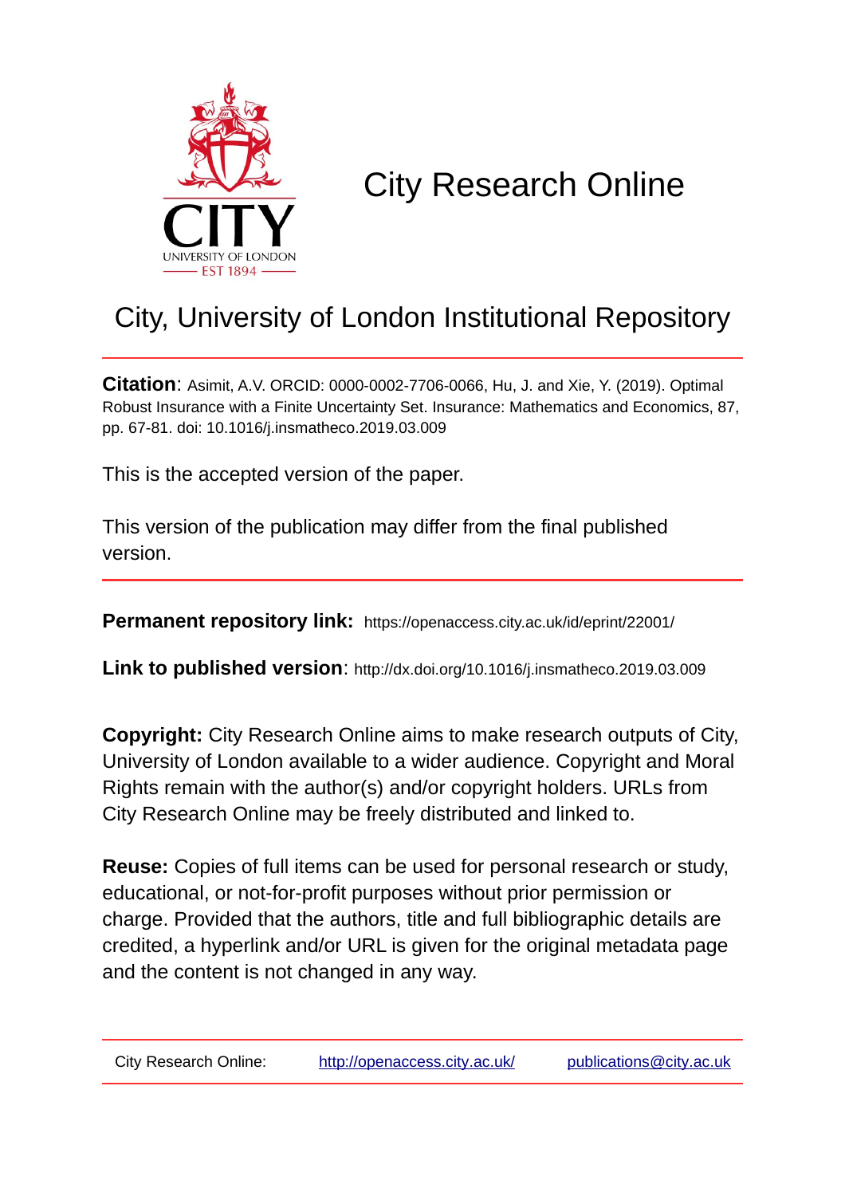City Research Online

# City, University of London Institutional Repository

**Citation**: Asimit, A.V. ORCID: 0000-0002-7706-0066, Hu, J. and Xie, Y. (2019). Optimal Robust Insurance with a Finite Uncertainty Set. Insurance: Mathematics and Economics, 87, pp. 67-81. doi: 10.1016/j.insmatheco.2019.03.009

This is the accepted version of the paper.

This version of the publication may differ from the final published version.

**Permanent repository link:** https://openaccess.city.ac.uk/id/eprint/22001/

**Link to published version**: http://dx.doi.org/10.1016/j.insmatheco.2019.03.009

**Copyright:** City Research Online aims to make research outputs of City, University of London available to a wider audience. Copyright and Moral Rights remain with the author(s) and/or copyright holders. URLs from City Research Online may be freely distributed and linked to.

**Reuse:** Copies of full items can be used for personal research or study, educational, or not-for-profit purposes without prior permission or charge. Provided that the authors, title and full bibliographic details are credited, a hyperlink and/or URL is given for the original metadata page and the content is not changed in any way.

City Research Online: http://openaccess.city.ac.uk/ publications@city.ac.uk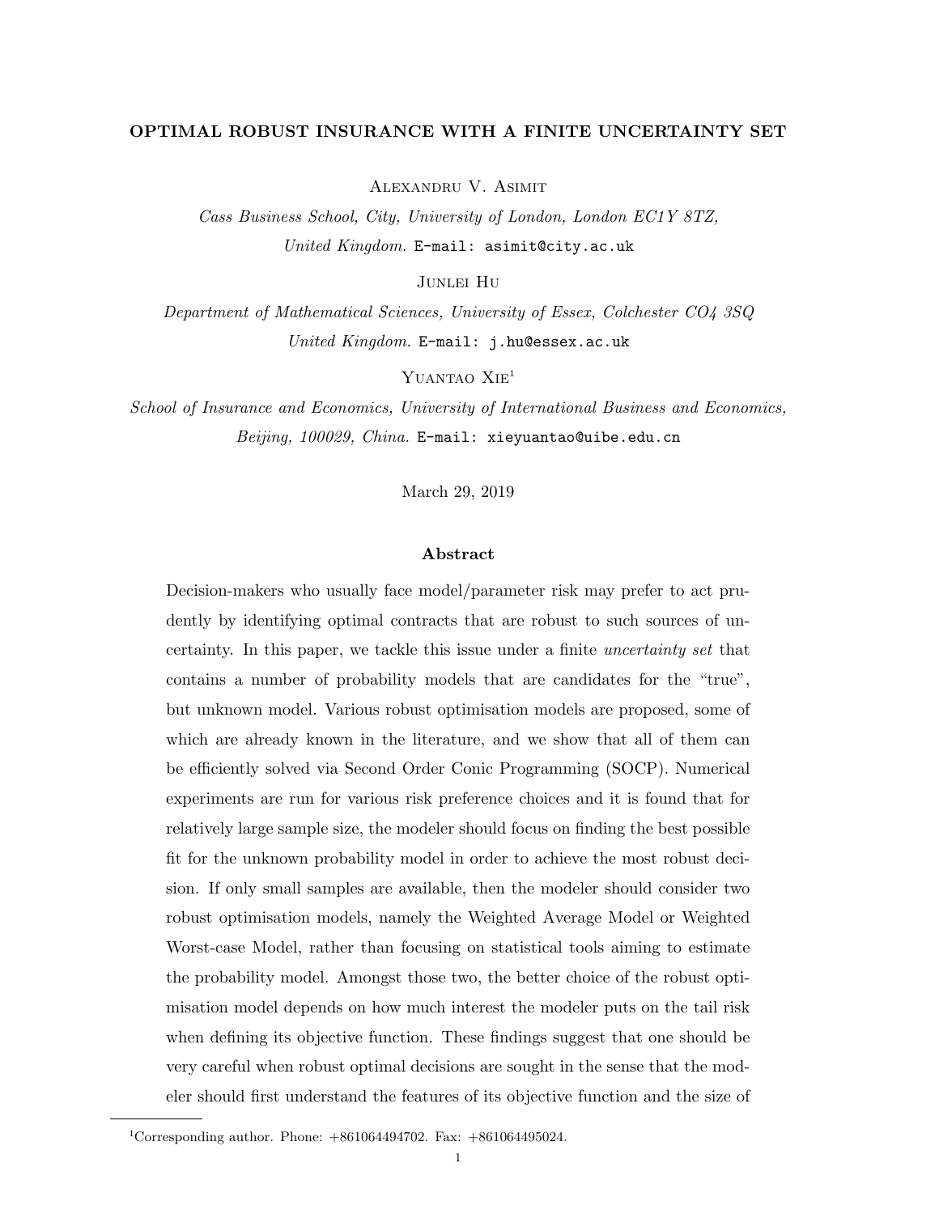**OPTIMAL ROBUST INSURANCE WITH A FINITE UNCERTAINTY SET**

Alexandru V. Asimit

*Cass Business School, City, University of London, London EC1Y 8TZ, United Kingdom.* E-mail: asimit@city.ac.uk

Junlei Hu

*Department of Mathematical Sciences, University of Essex, Colchester CO4 3SQ United Kingdom.* E-mail: j.hu@essex.ac.uk

Yuantao Xie[1]

*School of Insurance and Economics, University of International Business and Economics, Beijing, 100029, China.* E-mail: xieyuantao@uibe.edu.cn

March 29, 2019

## Abstract

Decision-makers who usually face model/parameter risk may prefer to act prudently by identifying optimal contracts that are robust to such sources of uncertainty. In this paper, we tackle this issue under a finite *uncertainty set* that contains a number of probability models that are candidates for the "true", but unknown model. Various robust optimisation models are proposed, some of which are already known in the literature, and we show that all of them can be efficiently solved via Second Order Conic Programming (SOCP). Numerical experiments are run for various risk preference choices and it is found that for relatively large sample size, the modeler should focus on finding the best possible fit for the unknown probability model in order to achieve the most robust decision. If only small samples are available, then the modeler should consider two robust optimisation models, namely the Weighted Average Model or Weighted Worst-case Model, rather than focusing on statistical tools aiming to estimate the probability model. Amongst those two, the better choice of the robust optimisation model depends on how much interest the modeler puts on the tail risk when defining its objective function. These findings suggest that one should be very careful when robust optimal decisions are sought in the sense that the modeler should first understand the features of its objective function and the size of

[1]Corresponding author. Phone: +861064494702. Fax: +861064495024.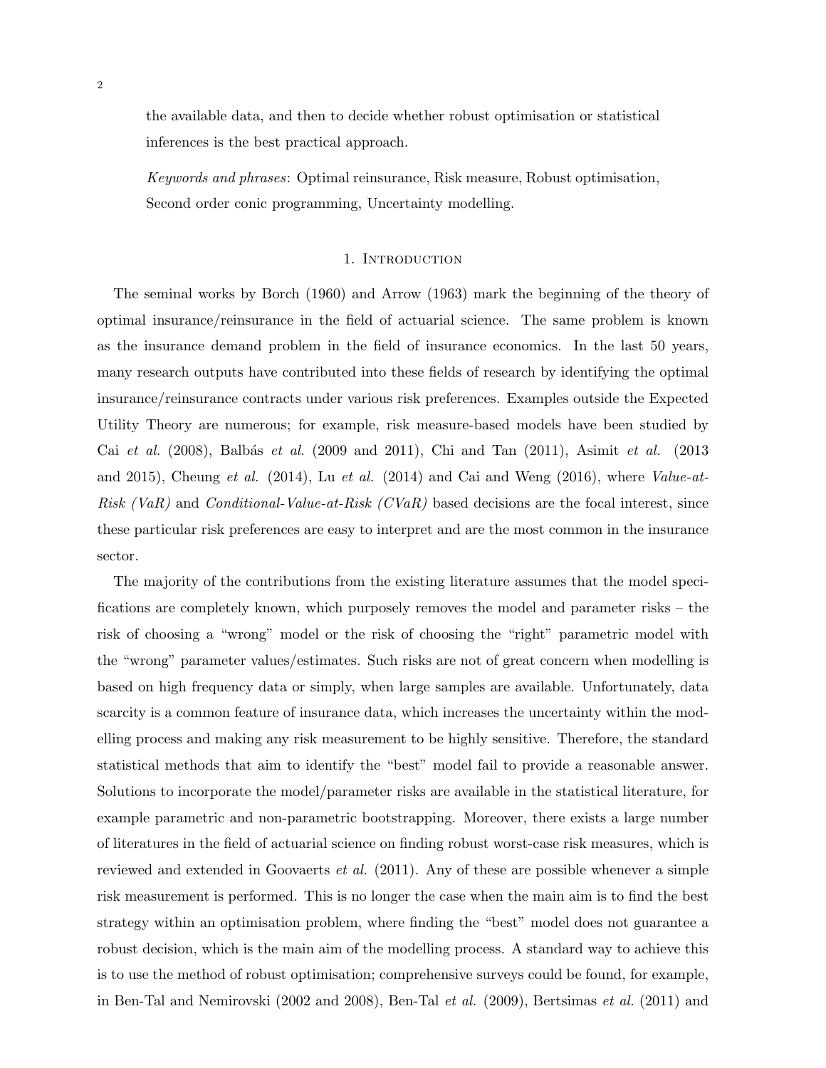the available data, and then to decide whether robust optimisation or statistical inferences is the best practical approach.

*Keywords and phrases*: Optimal reinsurance, Risk measure, Robust optimisation, Second order conic programming, Uncertainty modelling.

## 1. Introduction

The seminal works by Borch (1960) and Arrow (1963) mark the beginning of the theory of optimal insurance/reinsurance in the field of actuarial science. The same problem is known as the insurance demand problem in the field of insurance economics. In the last 50 years, many research outputs have contributed into these fields of research by identifying the optimal insurance/reinsurance contracts under various risk preferences. Examples outside the Expected Utility Theory are numerous; for example, risk measure-based models have been studied by Cai *et al.* (2008), Balbás *et al.* (2009 and 2011), Chi and Tan (2011), Asimit *et al.* (2013 and 2015), Cheung *et al.* (2014), Lu *et al.* (2014) and Cai and Weng (2016), where *Value-at-Risk (VaR)* and *Conditional-Value-at-Risk (CVaR)* based decisions are the focal interest, since these particular risk preferences are easy to interpret and are the most common in the insurance sector.

The majority of the contributions from the existing literature assumes that the model specifications are completely known, which purposely removes the model and parameter risks – the risk of choosing a "wrong" model or the risk of choosing the "right" parametric model with the "wrong" parameter values/estimates. Such risks are not of great concern when modelling is based on high frequency data or simply, when large samples are available. Unfortunately, data scarcity is a common feature of insurance data, which increases the uncertainty within the modelling process and making any risk measurement to be highly sensitive. Therefore, the standard statistical methods that aim to identify the "best" model fail to provide a reasonable answer. Solutions to incorporate the model/parameter risks are available in the statistical literature, for example parametric and non-parametric bootstrapping. Moreover, there exists a large number of literatures in the field of actuarial science on finding robust worst-case risk measures, which is reviewed and extended in Goovaerts *et al.* (2011). Any of these are possible whenever a simple risk measurement is performed. This is no longer the case when the main aim is to find the best strategy within an optimisation problem, where finding the "best" model does not guarantee a robust decision, which is the main aim of the modelling process. A standard way to achieve this is to use the method of robust optimisation; comprehensive surveys could be found, for example, in Ben-Tal and Nemirovski (2002 and 2008), Ben-Tal *et al.* (2009), Bertsimas *et al.* (2011) and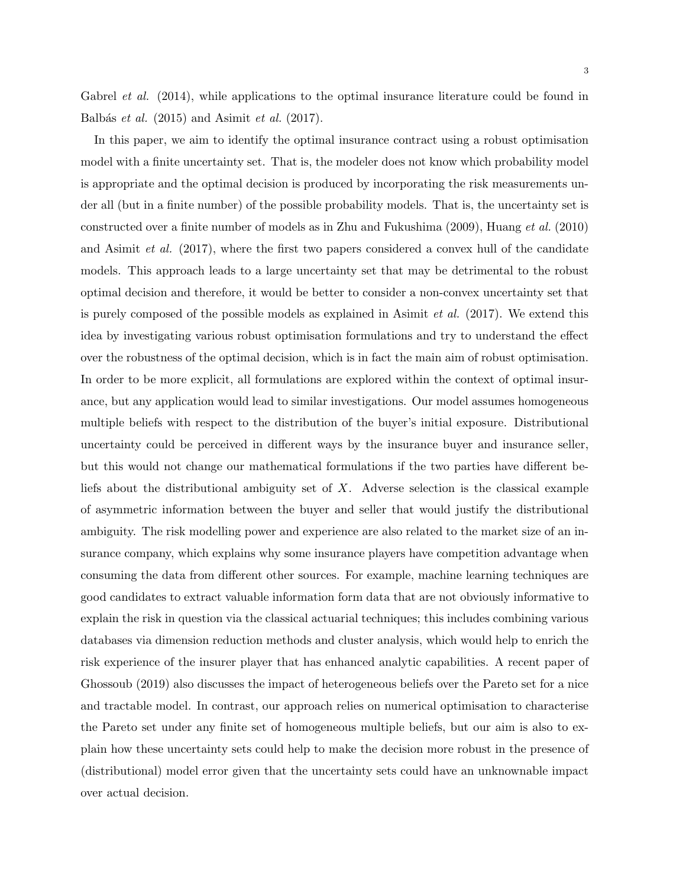Gabrel *et al.* (2014), while applications to the optimal insurance literature could be found in Balbás *et al.* (2015) and Asimit *et al.* (2017).

In this paper, we aim to identify the optimal insurance contract using a robust optimisation model with a finite uncertainty set. That is, the modeler does not know which probability model is appropriate and the optimal decision is produced by incorporating the risk measurements under all (but in a finite number) of the possible probability models. That is, the uncertainty set is constructed over a finite number of models as in Zhu and Fukushima (2009), Huang *et al.* (2010) and Asimit *et al.* (2017), where the first two papers considered a convex hull of the candidate models. This approach leads to a large uncertainty set that may be detrimental to the robust optimal decision and therefore, it would be better to consider a non-convex uncertainty set that is purely composed of the possible models as explained in Asimit *et al.* (2017). We extend this idea by investigating various robust optimisation formulations and try to understand the effect over the robustness of the optimal decision, which is in fact the main aim of robust optimisation. In order to be more explicit, all formulations are explored within the context of optimal insurance, but any application would lead to similar investigations. Our model assumes homogeneous multiple beliefs with respect to the distribution of the buyer's initial exposure. Distributional uncertainty could be perceived in different ways by the insurance buyer and insurance seller, but this would not change our mathematical formulations if the two parties have different beliefs about the distributional ambiguity set of $X$. Adverse selection is the classical example of asymmetric information between the buyer and seller that would justify the distributional ambiguity. The risk modelling power and experience are also related to the market size of an insurance company, which explains why some insurance players have competition advantage when consuming the data from different other sources. For example, machine learning techniques are good candidates to extract valuable information form data that are not obviously informative to explain the risk in question via the classical actuarial techniques; this includes combining various databases via dimension reduction methods and cluster analysis, which would help to enrich the risk experience of the insurer player that has enhanced analytic capabilities. A recent paper of Ghossoub (2019) also discusses the impact of heterogeneous beliefs over the Pareto set for a nice and tractable model. In contrast, our approach relies on numerical optimisation to characterise the Pareto set under any finite set of homogeneous multiple beliefs, but our aim is also to explain how these uncertainty sets could help to make the decision more robust in the presence of (distributional) model error given that the uncertainty sets could have an unknowable impact over actual decision.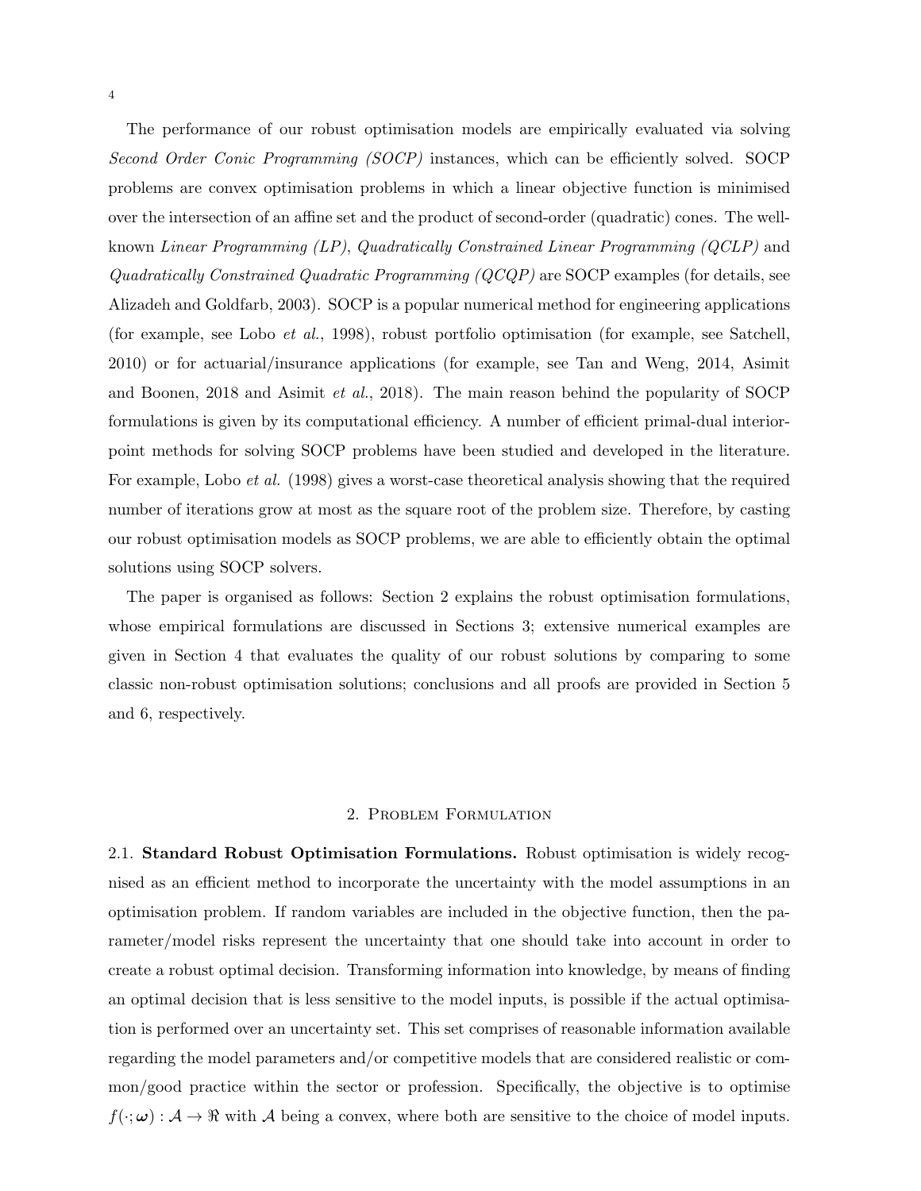The performance of our robust optimisation models are empirically evaluated via solving *Second Order Conic Programming (SOCP)* instances, which can be efficiently solved. SOCP problems are convex optimisation problems in which a linear objective function is minimised over the intersection of an affine set and the product of second-order (quadratic) cones. The well-known *Linear Programming (LP)*, *Quadratically Constrained Linear Programming (QCLP)* and *Quadratically Constrained Quadratic Programming (QCQP)* are SOCP examples (for details, see Alizadeh and Goldfarb, 2003). SOCP is a popular numerical method for engineering applications (for example, see Lobo *et al.*, 1998), robust portfolio optimisation (for example, see Satchell, 2010) or for actuarial/insurance applications (for example, see Tan and Weng, 2014, Asimit and Boonen, 2018 and Asimit *et al.*, 2018). The main reason behind the popularity of SOCP formulations is given by its computational efficiency. A number of efficient primal-dual interior-point methods for solving SOCP problems have been studied and developed in the literature. For example, Lobo *et al.* (1998) gives a worst-case theoretical analysis showing that the required number of iterations grow at most as the square root of the problem size. Therefore, by casting our robust optimisation models as SOCP problems, we are able to efficiently obtain the optimal solutions using SOCP solvers.

The paper is organised as follows: Section 2 explains the robust optimisation formulations, whose empirical formulations are discussed in Sections 3; extensive numerical examples are given in Section 4 that evaluates the quality of our robust solutions by comparing to some classic non-robust optimisation solutions; conclusions and all proofs are provided in Section 5 and 6, respectively.

## 2. Problem Formulation

2.1. **Standard Robust Optimisation Formulations.** Robust optimisation is widely recognised as an efficient method to incorporate the uncertainty with the model assumptions in an optimisation problem. If random variables are included in the objective function, then the parameter/model risks represent the uncertainty that one should take into account in order to create a robust optimal decision. Transforming information into knowledge, by means of finding an optimal decision that is less sensitive to the model inputs, is possible if the actual optimisation is performed over an uncertainty set. This set comprises of reasonable information available regarding the model parameters and/or competitive models that are considered realistic or common/good practice within the sector or profession. Specifically, the objective is to optimise $f(\cdot;\boldsymbol{\omega}) : \mathcal{A} \rightarrow \Re$ with $\mathcal{A}$ being a convex, where both are sensitive to the choice of model inputs.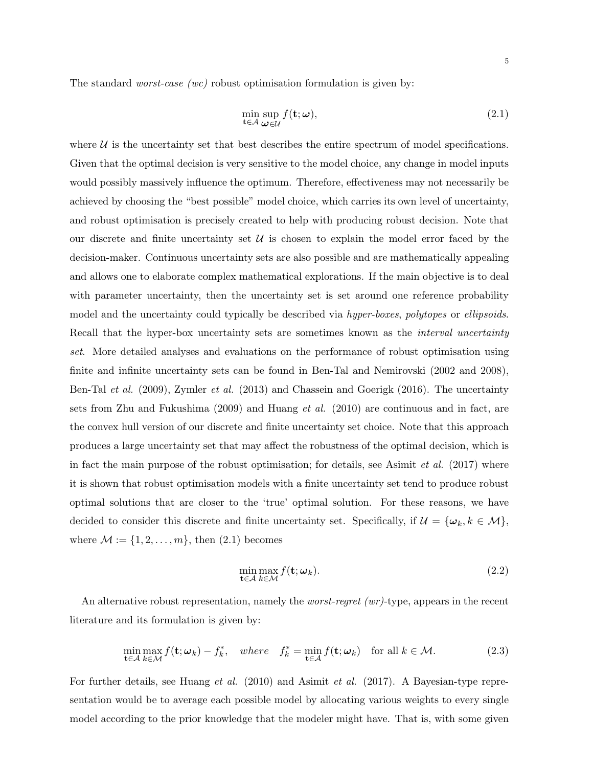The standard *worst-case (wc)* robust optimisation formulation is given by:

$$\min_{\mathbf{t} \in \mathcal{A}} \sup_{\boldsymbol{\omega} \in \mathcal{U}} f(\mathbf{t}; \boldsymbol{\omega}), \tag{2.1}$$

where $\mathcal{U}$ is the uncertainty set that best describes the entire spectrum of model specifications. Given that the optimal decision is very sensitive to the model choice, any change in model inputs would possibly massively influence the optimum. Therefore, effectiveness may not necessarily be achieved by choosing the "best possible" model choice, which carries its own level of uncertainty, and robust optimisation is precisely created to help with producing robust decision. Note that our discrete and finite uncertainty set $\mathcal{U}$ is chosen to explain the model error faced by the decision-maker. Continuous uncertainty sets are also possible and are mathematically appealing and allows one to elaborate complex mathematical explorations. If the main objective is to deal with parameter uncertainty, then the uncertainty set is set around one reference probability model and the uncertainty could typically be described via *hyper-boxes*, *polytopes* or *ellipsoids*. Recall that the hyper-box uncertainty sets are sometimes known as the *interval uncertainty set*. More detailed analyses and evaluations on the performance of robust optimisation using finite and infinite uncertainty sets can be found in Ben-Tal and Nemirovski (2002 and 2008), Ben-Tal *et al.* (2009), Zymler *et al.* (2013) and Chassein and Goerigk (2016). The uncertainty sets from Zhu and Fukushima (2009) and Huang *et al.* (2010) are continuous and in fact, are the convex hull version of our discrete and finite uncertainty set choice. Note that this approach produces a large uncertainty set that may affect the robustness of the optimal decision, which is in fact the main purpose of the robust optimisation; for details, see Asimit *et al.* (2017) where it is shown that robust optimisation models with a finite uncertainty set tend to produce robust optimal solutions that are closer to the 'true' optimal solution. For these reasons, we have decided to consider this discrete and finite uncertainty set. Specifically, if $\mathcal{U} = \{\boldsymbol{\omega}_k, k \in \mathcal{M}\}$, where $\mathcal{M} := \{1, 2, \ldots, m\}$, then (2.1) becomes

$$\min_{\mathbf{t} \in \mathcal{A}} \max_{k \in \mathcal{M}} f(\mathbf{t}; \boldsymbol{\omega}_k). \tag{2.2}$$

An alternative robust representation, namely the *worst-regret (wr)*-type, appears in the recent literature and its formulation is given by:

$$\min_{\mathbf{t} \in \mathcal{A}} \max_{k \in \mathcal{M}} f(\mathbf{t}; \boldsymbol{\omega}_k) - f_k^*, \quad where \quad f_k^* = \min_{\mathbf{t} \in \mathcal{A}} f(\mathbf{t}; \boldsymbol{\omega}_k) \quad \text{for all } k \in \mathcal{M}. \tag{2.3}$$

For further details, see Huang *et al.* (2010) and Asimit *et al.* (2017). A Bayesian-type representation would be to average each possible model by allocating various weights to every single model according to the prior knowledge that the modeler might have. That is, with some given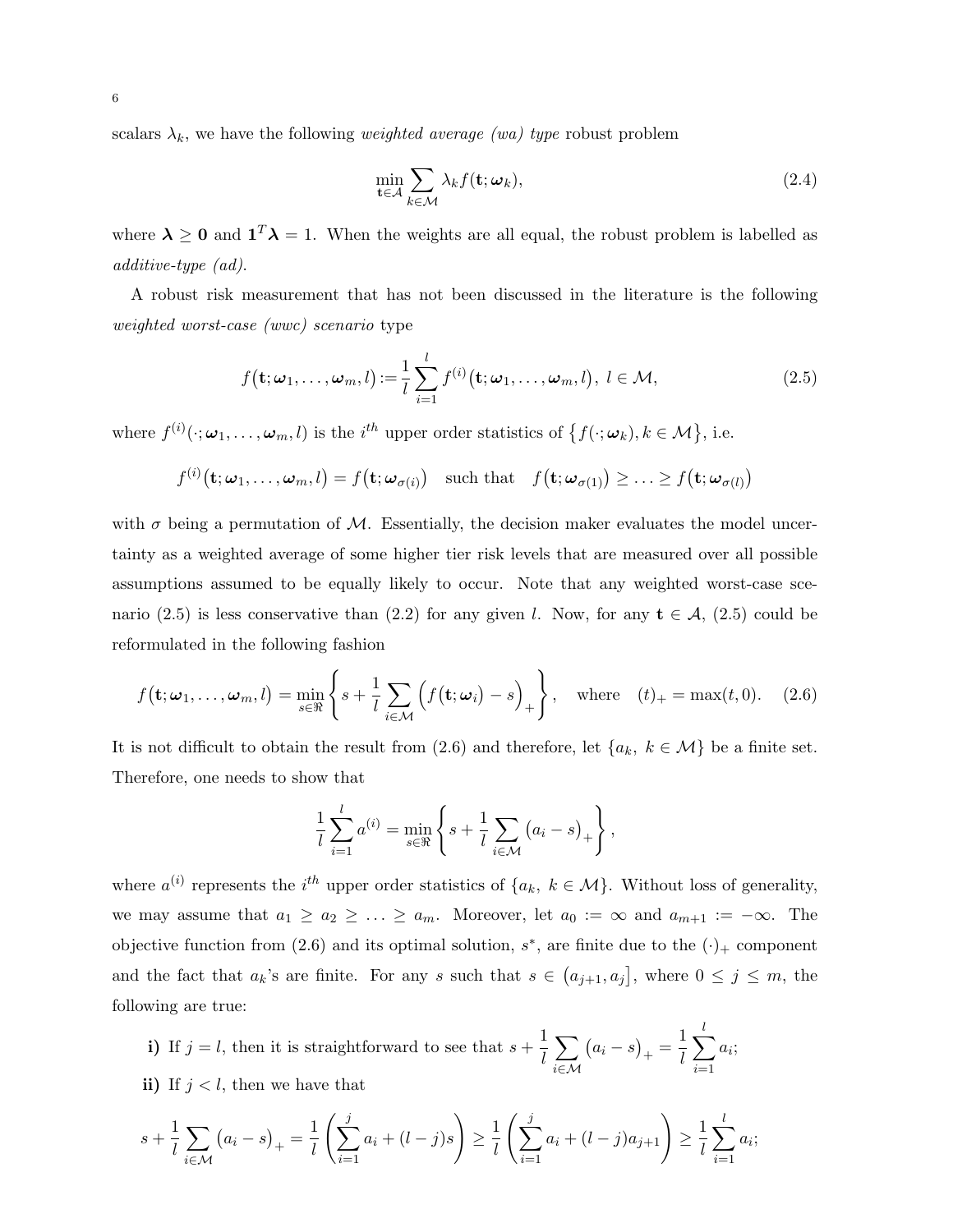scalars $\lambda_k$, we have the following *weighted average (wa) type* robust problem

$$\min_{\mathbf{t}\in\mathcal{A}} \sum_{k\in\mathcal{M}} \lambda_k f(\mathbf{t};\boldsymbol{\omega}_k), \tag{2.4}$$

where $\boldsymbol{\lambda} \geq \mathbf{0}$ and $\mathbf{1}^T\boldsymbol{\lambda} = 1$. When the weights are all equal, the robust problem is labelled as *additive-type (ad)*.

A robust risk measurement that has not been discussed in the literature is the following *weighted worst-case (wwc) scenario* type

$$f\big(\mathbf{t};\boldsymbol{\omega}_1,\ldots,\boldsymbol{\omega}_m,l\big) := \frac{1}{l}\sum_{i=1}^{l} f^{(i)}\big(\mathbf{t};\boldsymbol{\omega}_1,\ldots,\boldsymbol{\omega}_m,l\big),\ l\in\mathcal{M}, \tag{2.5}$$

where $f^{(i)}(\cdot;\boldsymbol{\omega}_1,\ldots,\boldsymbol{\omega}_m,l)$ is the $i^{th}$ upper order statistics of $\{f(\cdot;\boldsymbol{\omega}_k),k\in\mathcal{M}\}$, i.e.

$$f^{(i)}\big(\mathbf{t};\boldsymbol{\omega}_1,\ldots,\boldsymbol{\omega}_m,l\big) = f\big(\mathbf{t};\boldsymbol{\omega}_{\sigma(i)}\big) \quad \text{such that} \quad f\big(\mathbf{t};\boldsymbol{\omega}_{\sigma(1)}\big) \geq \ldots \geq f\big(\mathbf{t};\boldsymbol{\omega}_{\sigma(l)}\big)$$

with $\sigma$ being a permutation of $\mathcal{M}$. Essentially, the decision maker evaluates the model uncertainty as a weighted average of some higher tier risk levels that are measured over all possible assumptions assumed to be equally likely to occur. Note that any weighted worst-case scenario (2.5) is less conservative than (2.2) for any given $l$. Now, for any $\mathbf{t}\in\mathcal{A}$, (2.5) could be reformulated in the following fashion

$$f\big(\mathbf{t};\boldsymbol{\omega}_1,\ldots,\boldsymbol{\omega}_m,l\big) = \min_{s\in\Re}\left\{s + \frac{1}{l}\sum_{i\in\mathcal{M}}\Big(f\big(\mathbf{t};\boldsymbol{\omega}_i\big)-s\Big)_+\right\}, \quad \text{where} \quad (t)_+ = \max(t,0). \tag{2.6}$$

It is not difficult to obtain the result from (2.6) and therefore, let $\{a_k,\ k\in\mathcal{M}\}$ be a finite set. Therefore, one needs to show that

$$\frac{1}{l}\sum_{i=1}^{l} a^{(i)} = \min_{s\in\Re}\left\{s + \frac{1}{l}\sum_{i\in\mathcal{M}}\big(a_i - s\big)_+\right\},$$

where $a^{(i)}$ represents the $i^{th}$ upper order statistics of $\{a_k,\ k\in\mathcal{M}\}$. Without loss of generality, we may assume that $a_1 \geq a_2 \geq \ldots \geq a_m$. Moreover, let $a_0 := \infty$ and $a_{m+1} := -\infty$. The objective function from (2.6) and its optimal solution, $s^*$, are finite due to the $(\cdot)_+$ component and the fact that $a_k$'s are finite. For any $s$ such that $s\in\big(a_{j+1},a_j\big]$, where $0\leq j\leq m$, the following are true:

- **i)** If $j=l$, then it is straightforward to see that $s + \frac{1}{l}\sum_{i\in\mathcal{M}}\big(a_i-s\big)_+ = \frac{1}{l}\sum_{i=1}^{l}a_i$;
- **ii)** If $j<l$, then we have that

$$s + \frac{1}{l}\sum_{i\in\mathcal{M}}\big(a_i-s\big)_+ = \frac{1}{l}\left(\sum_{i=1}^{j}a_i + (l-j)s\right) \geq \frac{1}{l}\left(\sum_{i=1}^{j}a_i + (l-j)a_{j+1}\right) \geq \frac{1}{l}\sum_{i=1}^{l}a_i;$$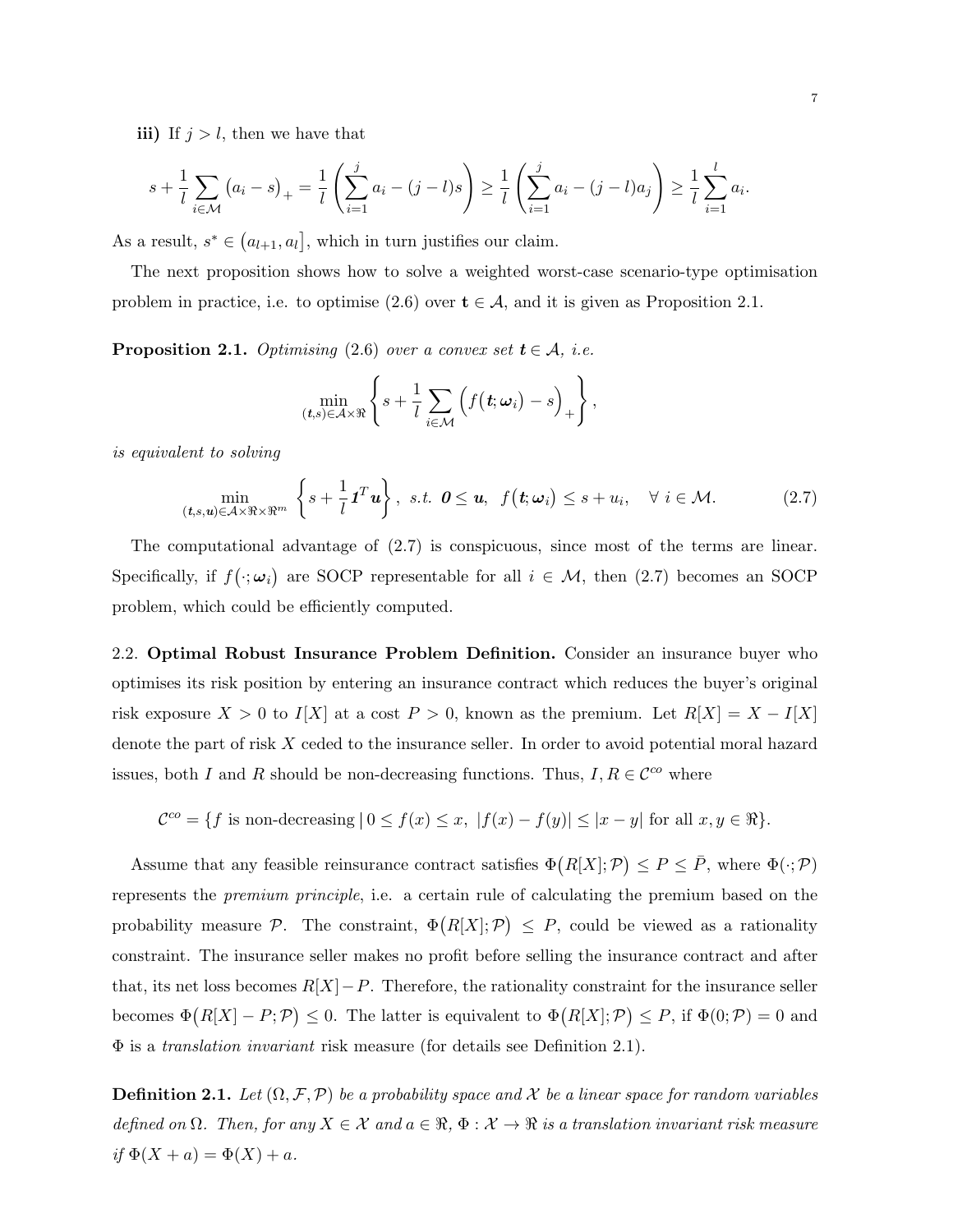**iii)** If $j > l$, then we have that

$$s + \frac{1}{l}\sum_{i\in\mathcal{M}}\big(a_i - s\big)_+ = \frac{1}{l}\left(\sum_{i=1}^{j} a_i - (j-l)s\right) \geq \frac{1}{l}\left(\sum_{i=1}^{j} a_i - (j-l)a_j\right) \geq \frac{1}{l}\sum_{i=1}^{l} a_i.$$

As a result, $s^* \in \big(a_{l+1}, a_l\big]$, which in turn justifies our claim.

The next proposition shows how to solve a weighted worst-case scenario-type optimisation problem in practice, i.e. to optimise (2.6) over $\mathbf{t} \in \mathcal{A}$, and it is given as Proposition 2.1.

**Proposition 2.1.** *Optimising* (2.6) *over a convex set* $\boldsymbol{t} \in \mathcal{A}$*, i.e.*

$$\min_{(\boldsymbol{t},s)\in\mathcal{A}\times\Re}\left\{s + \frac{1}{l}\sum_{i\in\mathcal{M}}\Big(f\big(\boldsymbol{t};\boldsymbol{\omega}_i\big) - s\Big)_+\right\},$$

*is equivalent to solving*

$$\min_{(\boldsymbol{t},s,\boldsymbol{u})\in\mathcal{A}\times\Re\times\Re^m}\left\{s + \frac{1}{l}\boldsymbol{1}^T\boldsymbol{u}\right\},\ \text{ s.t. } \boldsymbol{0} \leq \boldsymbol{u},\ \ f\big(\boldsymbol{t};\boldsymbol{\omega}_i\big) \leq s + u_i,\quad \forall\ i \in \mathcal{M}. \tag{2.7}$$

The computational advantage of (2.7) is conspicuous, since most of the terms are linear. Specifically, if $f\big(\cdot;\boldsymbol{\omega}_i\big)$ are SOCP representable for all $i \in \mathcal{M}$, then (2.7) becomes an SOCP problem, which could be efficiently computed.

2.2. **Optimal Robust Insurance Problem Definition.** Consider an insurance buyer who optimises its risk position by entering an insurance contract which reduces the buyer's original risk exposure $X > 0$ to $I[X]$ at a cost $P > 0$, known as the premium. Let $R[X] = X - I[X]$ denote the part of risk $X$ ceded to the insurance seller. In order to avoid potential moral hazard issues, both $I$ and $R$ should be non-decreasing functions. Thus, $I, R \in \mathcal{C}^{co}$ where

$$\mathcal{C}^{co} = \{f \text{ is non-decreasing} \,|\, 0 \leq f(x) \leq x,\ |f(x) - f(y)| \leq |x - y| \text{ for all } x, y \in \Re\}.$$

Assume that any feasible reinsurance contract satisfies $\Phi\big(R[X];\mathcal{P}\big) \leq P \leq \bar{P}$, where $\Phi(\cdot;\mathcal{P})$ represents the *premium principle*, i.e. a certain rule of calculating the premium based on the probability measure $\mathcal{P}$. The constraint, $\Phi\big(R[X];\mathcal{P}\big) \leq P$, could be viewed as a rationality constraint. The insurance seller makes no profit before selling the insurance contract and after that, its net loss becomes $R[X] - P$. Therefore, the rationality constraint for the insurance seller becomes $\Phi\big(R[X] - P;\mathcal{P}\big) \leq 0$. The latter is equivalent to $\Phi\big(R[X];\mathcal{P}\big) \leq P$, if $\Phi(0;\mathcal{P}) = 0$ and $\Phi$ is a *translation invariant* risk measure (for details see Definition 2.1).

**Definition 2.1.** *Let* $(\Omega, \mathcal{F}, \mathcal{P})$ *be a probability space and* $\mathcal{X}$ *be a linear space for random variables defined on* $\Omega$*. Then, for any* $X \in \mathcal{X}$ *and* $a \in \Re$*,* $\Phi : \mathcal{X} \to \Re$ *is a translation invariant risk measure if* $\Phi(X + a) = \Phi(X) + a$*.*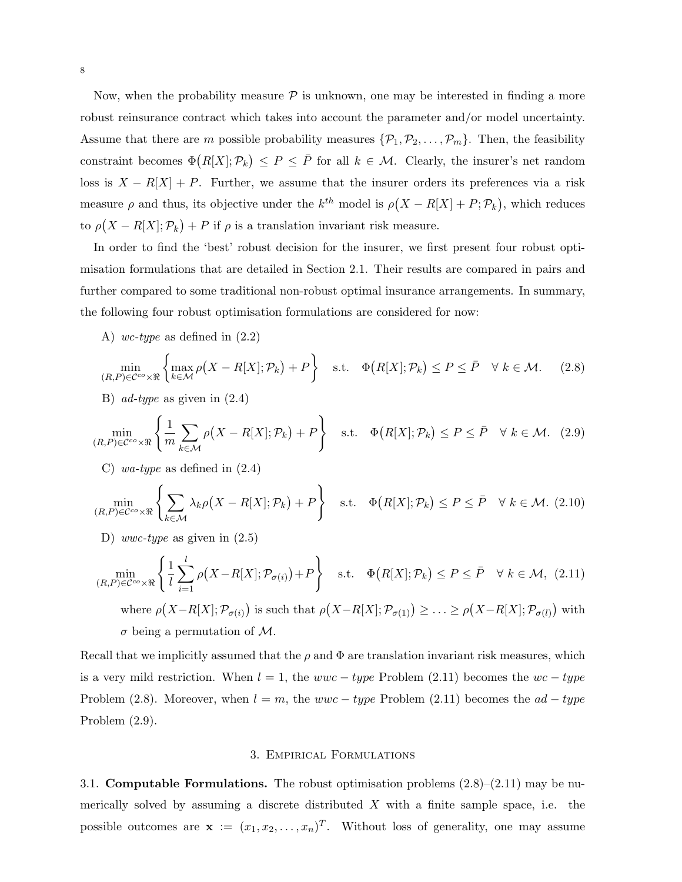Now, when the probability measure $\mathcal{P}$ is unknown, one may be interested in finding a more robust reinsurance contract which takes into account the parameter and/or model uncertainty. Assume that there are $m$ possible probability measures $\{\mathcal{P}_1, \mathcal{P}_2, \ldots, \mathcal{P}_m\}$. Then, the feasibility constraint becomes $\Phi\big(R[X]; \mathcal{P}_k\big) \leq P \leq \bar{P}$ for all $k \in \mathcal{M}$. Clearly, the insurer's net random loss is $X - R[X] + P$. Further, we assume that the insurer orders its preferences via a risk measure $\rho$ and thus, its objective under the $k^{th}$ model is $\rho\big(X - R[X] + P; \mathcal{P}_k\big)$, which reduces to $\rho\big(X - R[X]; \mathcal{P}_k\big) + P$ if $\rho$ is a translation invariant risk measure.

In order to find the 'best' robust decision for the insurer, we first present four robust optimisation formulations that are detailed in Section 2.1. Their results are compared in pairs and further compared to some traditional non-robust optimal insurance arrangements. In summary, the following four robust optimisation formulations are considered for now:

A) *wc-type* as defined in (2.2)

$$\min_{(R,P)\in\mathcal{C}^{co}\times\Re} \left\{ \max_{k\in\mathcal{M}} \rho\big(X - R[X]; \mathcal{P}_k\big) + P \right\} \quad \text{s.t.} \quad \Phi\big(R[X]; \mathcal{P}_k\big) \leq P \leq \bar{P} \quad \forall\, k \in \mathcal{M}. \tag{2.8}$$

B) *ad-type* as given in (2.4)

$$\min_{(R,P)\in\mathcal{C}^{co}\times\Re} \left\{ \frac{1}{m} \sum_{k\in\mathcal{M}} \rho\big(X - R[X]; \mathcal{P}_k\big) + P \right\} \quad \text{s.t.} \quad \Phi\big(R[X]; \mathcal{P}_k\big) \leq P \leq \bar{P} \quad \forall\, k \in \mathcal{M}. \tag{2.9}$$

C) *wa-type* as defined in (2.4)

$$\min_{(R,P)\in\mathcal{C}^{co}\times\Re} \left\{ \sum_{k\in\mathcal{M}} \lambda_k \rho\big(X - R[X]; \mathcal{P}_k\big) + P \right\} \quad \text{s.t.} \quad \Phi\big(R[X]; \mathcal{P}_k\big) \leq P \leq \bar{P} \quad \forall\, k \in \mathcal{M}. \tag{2.10}$$

D) *wwc-type* as given in (2.5)

$$\min_{(R,P)\in\mathcal{C}^{co}\times\Re} \left\{ \frac{1}{l} \sum_{i=1}^{l} \rho\big(X - R[X]; \mathcal{P}_{\sigma(i)}\big) + P \right\} \quad \text{s.t.} \quad \Phi\big(R[X]; \mathcal{P}_k\big) \leq P \leq \bar{P} \quad \forall\, k \in \mathcal{M}, \tag{2.11}$$

where $\rho\big(X - R[X]; \mathcal{P}_{\sigma(i)}\big)$ is such that $\rho\big(X - R[X]; \mathcal{P}_{\sigma(1)}\big) \geq \ldots \geq \rho\big(X - R[X]; \mathcal{P}_{\sigma(l)}\big)$ with $\sigma$ being a permutation of $\mathcal{M}$.

Recall that we implicitly assumed that the $\rho$ and $\Phi$ are translation invariant risk measures, which is a very mild restriction. When $l = 1$, the $wwc-type$ Problem (2.11) becomes the $wc-type$ Problem (2.8). Moreover, when $l = m$, the $wwc-type$ Problem (2.11) becomes the $ad-type$ Problem (2.9).

## 3. Empirical Formulations

3.1. **Computable Formulations.** The robust optimisation problems (2.8)–(2.11) may be numerically solved by assuming a discrete distributed $X$ with a finite sample space, i.e. the possible outcomes are $\mathbf{x} := (x_1, x_2, \ldots, x_n)^T$. Without loss of generality, one may assume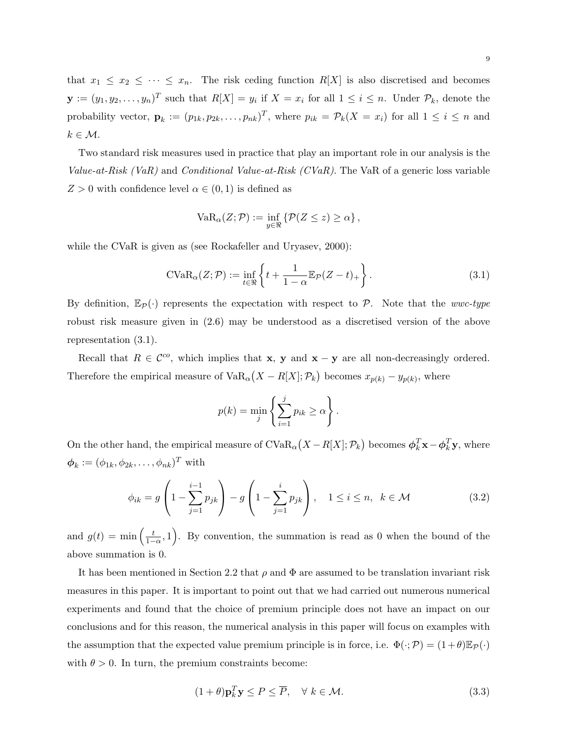that $x_1 \leq x_2 \leq \cdots \leq x_n$. The risk ceding function $R[X]$ is also discretised and becomes $\mathbf{y} := (y_1, y_2, \ldots, y_n)^T$ such that $R[X] = y_i$ if $X = x_i$ for all $1 \leq i \leq n$. Under $\mathcal{P}_k$, denote the probability vector, $\mathbf{p}_k := (p_{1k}, p_{2k}, \ldots, p_{nk})^T$, where $p_{ik} = \mathcal{P}_k(X = x_i)$ for all $1 \leq i \leq n$ and $k \in \mathcal{M}$.

Two standard risk measures used in practice that play an important role in our analysis is the *Value-at-Risk (VaR)* and *Conditional Value-at-Risk (CVaR)*. The VaR of a generic loss variable $Z > 0$ with confidence level $\alpha \in (0, 1)$ is defined as

$$\mathrm{VaR}_\alpha(Z; \mathcal{P}) := \inf_{y \in \Re} \left\{ \mathcal{P}(Z \leq z) \geq \alpha \right\},$$

while the CVaR is given as (see Rockafeller and Uryasev, 2000):

$$\mathrm{CVaR}_\alpha(Z; \mathcal{P}) := \inf_{t \in \Re} \left\{ t + \frac{1}{1-\alpha} \mathbb{E}_{\mathcal{P}}(Z - t)_+ \right\}. \tag{3.1}$$

By definition, $\mathbb{E}_{\mathcal{P}}(\cdot)$ represents the expectation with respect to $\mathcal{P}$. Note that the *wwc-type* robust risk measure given in (2.6) may be understood as a discretised version of the above representation (3.1).

Recall that $R \in \mathcal{C}^{co}$, which implies that $\mathbf{x}$, $\mathbf{y}$ and $\mathbf{x} - \mathbf{y}$ are all non-decreasingly ordered. Therefore the empirical measure of $\mathrm{VaR}_\alpha\big(X - R[X]; \mathcal{P}_k\big)$ becomes $x_{p(k)} - y_{p(k)}$, where

$$p(k) = \min_j \left\{ \sum_{i=1}^{j} p_{ik} \geq \alpha \right\}.$$

On the other hand, the empirical measure of $\mathrm{CVaR}_\alpha\big(X - R[X]; \mathcal{P}_k\big)$ becomes $\boldsymbol{\phi}_k^T \mathbf{x} - \boldsymbol{\phi}_k^T \mathbf{y}$, where $\boldsymbol{\phi}_k := (\phi_{1k}, \phi_{2k}, \ldots, \phi_{nk})^T$ with

$$\phi_{ik} = g\left(1 - \sum_{j=1}^{i-1} p_{jk}\right) - g\left(1 - \sum_{j=1}^{i} p_{jk}\right), \quad 1 \leq i \leq n, \;\; k \in \mathcal{M} \tag{3.2}$$

and $g(t) = \min\left(\frac{t}{1-\alpha}, 1\right)$. By convention, the summation is read as 0 when the bound of the above summation is 0.

It has been mentioned in Section 2.2 that $\rho$ and $\Phi$ are assumed to be translation invariant risk measures in this paper. It is important to point out that we had carried out numerous numerical experiments and found that the choice of premium principle does not have an impact on our conclusions and for this reason, the numerical analysis in this paper will focus on examples with the assumption that the expected value premium principle is in force, i.e. $\Phi(\cdot; \mathcal{P}) = (1+\theta)\mathbb{E}_{\mathcal{P}}(\cdot)$ with $\theta > 0$. In turn, the premium constraints become:

$$(1+\theta)\mathbf{p}_k^T \mathbf{y} \leq P \leq \overline{P}, \quad \forall\; k \in \mathcal{M}. \tag{3.3}$$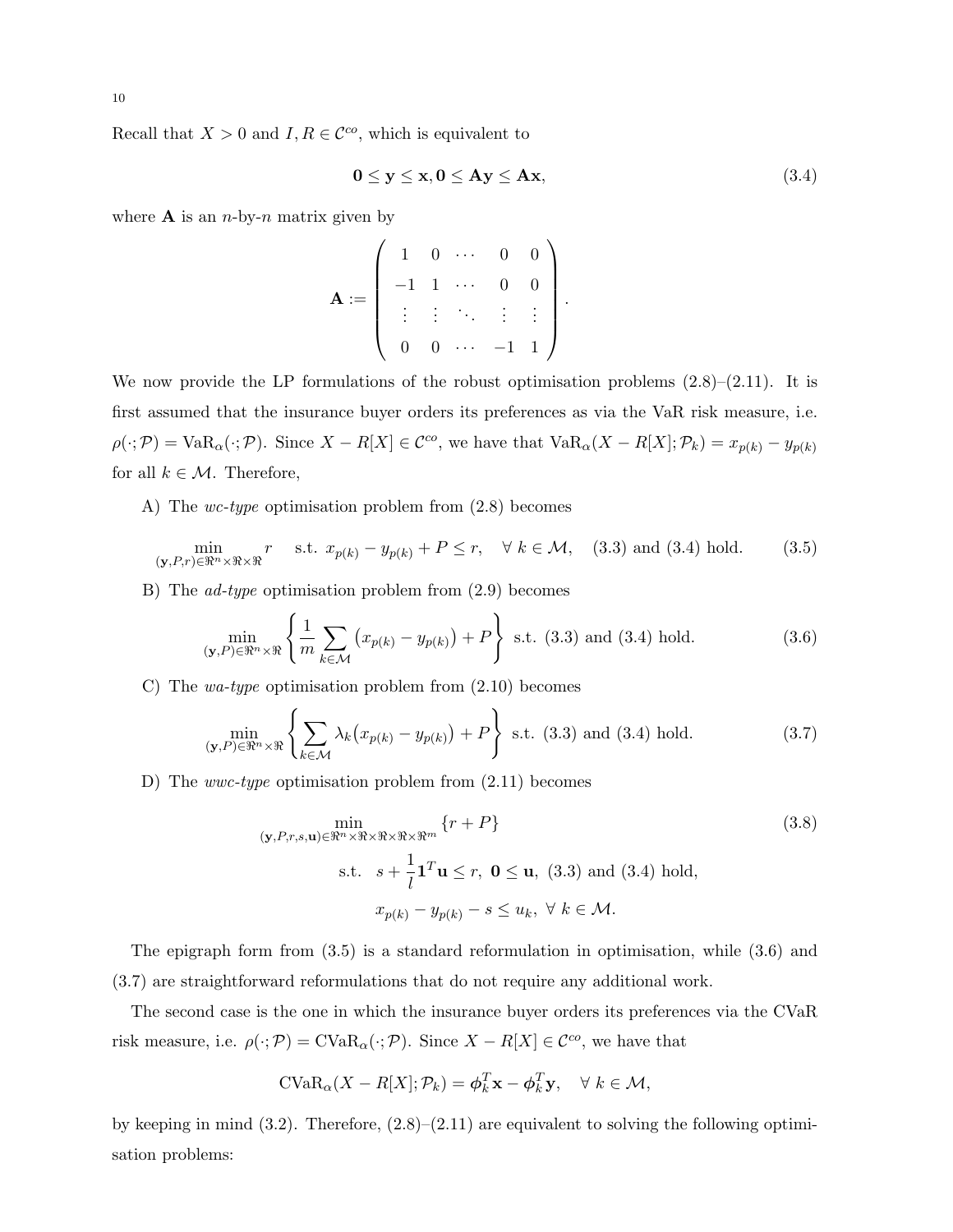Recall that $X > 0$ and $I, R \in \mathcal{C}^{co}$, which is equivalent to

$$\mathbf{0} \le \mathbf{y} \le \mathbf{x}, \mathbf{0} \le \mathbf{A}\mathbf{y} \le \mathbf{A}\mathbf{x}, \tag{3.4}$$

where $\mathbf{A}$ is an $n$-by-$n$ matrix given by

$$\mathbf{A} := \begin{pmatrix} 1 & 0 & \cdots & 0 & 0 \\ -1 & 1 & \cdots & 0 & 0 \\ \vdots & \vdots & \ddots & \vdots & \vdots \\ 0 & 0 & \cdots & -1 & 1 \end{pmatrix}.$$

We now provide the LP formulations of the robust optimisation problems (2.8)–(2.11). It is first assumed that the insurance buyer orders its preferences as via the VaR risk measure, i.e. $\rho(\cdot;\mathcal{P}) = \mathrm{VaR}_\alpha(\cdot;\mathcal{P})$. Since $X - R[X] \in \mathcal{C}^{co}$, we have that $\mathrm{VaR}_\alpha(X - R[X]; \mathcal{P}_k) = x_{p(k)} - y_{p(k)}$ for all $k \in \mathcal{M}$. Therefore,

A) The *wc-type* optimisation problem from (2.8) becomes

$$\min_{(\mathbf{y},P,r)\in\Re^n\times\Re\times\Re} r \quad \text{s.t. } x_{p(k)} - y_{p(k)} + P \le r, \quad \forall\, k \in \mathcal{M}, \quad \text{(3.3) and (3.4) hold.} \tag{3.5}$$

B) The *ad-type* optimisation problem from (2.9) becomes

$$\min_{(\mathbf{y},P)\in\Re^n\times\Re} \left\{ \frac{1}{m} \sum_{k\in\mathcal{M}} \big(x_{p(k)} - y_{p(k)}\big) + P \right\} \text{ s.t. (3.3) and (3.4) hold.} \tag{3.6}$$

C) The *wa-type* optimisation problem from (2.10) becomes

$$\min_{(\mathbf{y},P)\in\Re^n\times\Re} \left\{ \sum_{k\in\mathcal{M}} \lambda_k \big(x_{p(k)} - y_{p(k)}\big) + P \right\} \text{ s.t. (3.3) and (3.4) hold.} \tag{3.7}$$

D) The *wwc-type* optimisation problem from (2.11) becomes

$$\begin{aligned} &\min_{(\mathbf{y},P,r,s,\mathbf{u})\in\Re^n\times\Re\times\Re\times\Re\times\Re^m} \{r + P\} \\ &\qquad \text{s.t. } \; s + \frac{1}{l}\mathbf{1}^T\mathbf{u} \le r, \; \mathbf{0} \le \mathbf{u}, \; \text{(3.3) and (3.4) hold,} \\ &\qquad\qquad x_{p(k)} - y_{p(k)} - s \le u_k, \; \forall\, k \in \mathcal{M}. \end{aligned} \tag{3.8}$$

The epigraph form from (3.5) is a standard reformulation in optimisation, while (3.6) and (3.7) are straightforward reformulations that do not require any additional work.

The second case is the one in which the insurance buyer orders its preferences via the CVaR risk measure, i.e. $\rho(\cdot;\mathcal{P}) = \mathrm{CVaR}_\alpha(\cdot;\mathcal{P})$. Since $X - R[X] \in \mathcal{C}^{co}$, we have that

$$\mathrm{CVaR}_\alpha(X - R[X]; \mathcal{P}_k) = \boldsymbol{\phi}_k^T\mathbf{x} - \boldsymbol{\phi}_k^T\mathbf{y}, \quad \forall\, k \in \mathcal{M},$$

by keeping in mind (3.2). Therefore, (2.8)–(2.11) are equivalent to solving the following optimisation problems: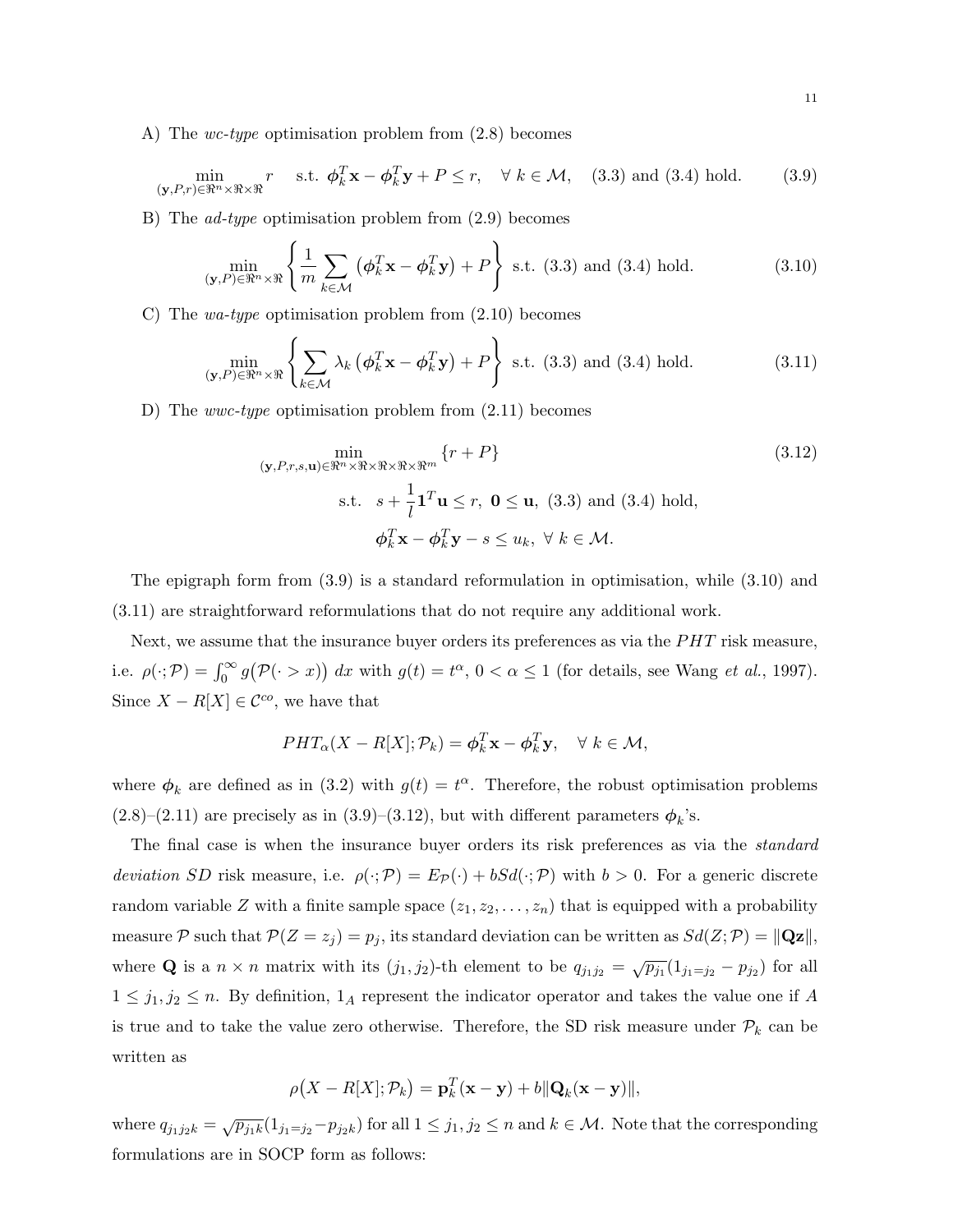A) The *wc-type* optimisation problem from (2.8) becomes

$$\min_{(\mathbf{y},P,r)\in\Re^n\times\Re\times\Re} r \quad \text{s.t. } \boldsymbol{\phi}_k^T\mathbf{x} - \boldsymbol{\phi}_k^T\mathbf{y} + P \le r, \quad \forall\, k \in \mathcal{M}, \quad \text{(3.3) and (3.4) hold.} \tag{3.9}$$

B) The *ad-type* optimisation problem from (2.9) becomes

$$\min_{(\mathbf{y},P)\in\Re^n\times\Re} \left\{ \frac{1}{m}\sum_{k\in\mathcal{M}} \left(\boldsymbol{\phi}_k^T\mathbf{x} - \boldsymbol{\phi}_k^T\mathbf{y}\right) + P \right\} \text{ s.t. (3.3) and (3.4) hold.} \tag{3.10}$$

C) The *wa-type* optimisation problem from (2.10) becomes

$$\min_{(\mathbf{y},P)\in\Re^n\times\Re} \left\{ \sum_{k\in\mathcal{M}} \lambda_k \left(\boldsymbol{\phi}_k^T\mathbf{x} - \boldsymbol{\phi}_k^T\mathbf{y}\right) + P \right\} \text{ s.t. (3.3) and (3.4) hold.} \tag{3.11}$$

D) The *wwc-type* optimisation problem from (2.11) becomes

$$\begin{aligned} &\min_{(\mathbf{y},P,r,s,\mathbf{u})\in\Re^n\times\Re\times\Re\times\Re\times\Re^m} \{r + P\} \\ &\text{s.t. } \; s + \frac{1}{l}\mathbf{1}^T\mathbf{u} \le r, \; \mathbf{0} \le \mathbf{u}, \text{ (3.3) and (3.4) hold,} \\ &\qquad \boldsymbol{\phi}_k^T\mathbf{x} - \boldsymbol{\phi}_k^T\mathbf{y} - s \le u_k, \; \forall\, k \in \mathcal{M}. \end{aligned} \tag{3.12}$$

The epigraph form from (3.9) is a standard reformulation in optimisation, while (3.10) and (3.11) are straightforward reformulations that do not require any additional work.

Next, we assume that the insurance buyer orders its preferences as via the $PHT$ risk measure, i.e. $\rho(\cdot;\mathcal{P}) = \int_0^\infty g\big(\mathcal{P}(\cdot > x)\big)\, dx$ with $g(t) = t^\alpha$, $0 < \alpha \le 1$ (for details, see Wang *et al.*, 1997). Since $X - R[X] \in \mathcal{C}^{co}$, we have that

$$PHT_\alpha(X - R[X];\mathcal{P}_k) = \boldsymbol{\phi}_k^T\mathbf{x} - \boldsymbol{\phi}_k^T\mathbf{y}, \quad \forall\, k \in \mathcal{M},$$

where $\boldsymbol{\phi}_k$ are defined as in (3.2) with $g(t) = t^\alpha$. Therefore, the robust optimisation problems (2.8)–(2.11) are precisely as in (3.9)–(3.12), but with different parameters $\boldsymbol{\phi}_k$'s.

The final case is when the insurance buyer orders its risk preferences as via the *standard deviation SD* risk measure, i.e. $\rho(\cdot;\mathcal{P}) = E_{\mathcal{P}}(\cdot) + bSd(\cdot;\mathcal{P})$ with $b > 0$. For a generic discrete random variable $Z$ with a finite sample space $(z_1, z_2, \ldots, z_n)$ that is equipped with a probability measure $\mathcal{P}$ such that $\mathcal{P}(Z = z_j) = p_j$, its standard deviation can be written as $Sd(Z;\mathcal{P}) = \|\mathbf{Q}\mathbf{z}\|$, where $\mathbf{Q}$ is a $n \times n$ matrix with its $(j_1, j_2)$-th element to be $q_{j_1j_2} = \sqrt{p_{j_1}}(1_{j_1=j_2} - p_{j_2})$ for all $1 \le j_1, j_2 \le n$. By definition, $1_A$ represent the indicator operator and takes the value one if $A$ is true and to take the value zero otherwise. Therefore, the SD risk measure under $\mathcal{P}_k$ can be written as

$$\rho\big(X - R[X];\mathcal{P}_k\big) = \mathbf{p}_k^T(\mathbf{x} - \mathbf{y}) + b\|\mathbf{Q}_k(\mathbf{x} - \mathbf{y})\|,$$

where $q_{j_1j_2k} = \sqrt{p_{j_1k}}(1_{j_1=j_2} - p_{j_2k})$ for all $1 \le j_1, j_2 \le n$ and $k \in \mathcal{M}$. Note that the corresponding formulations are in SOCP form as follows: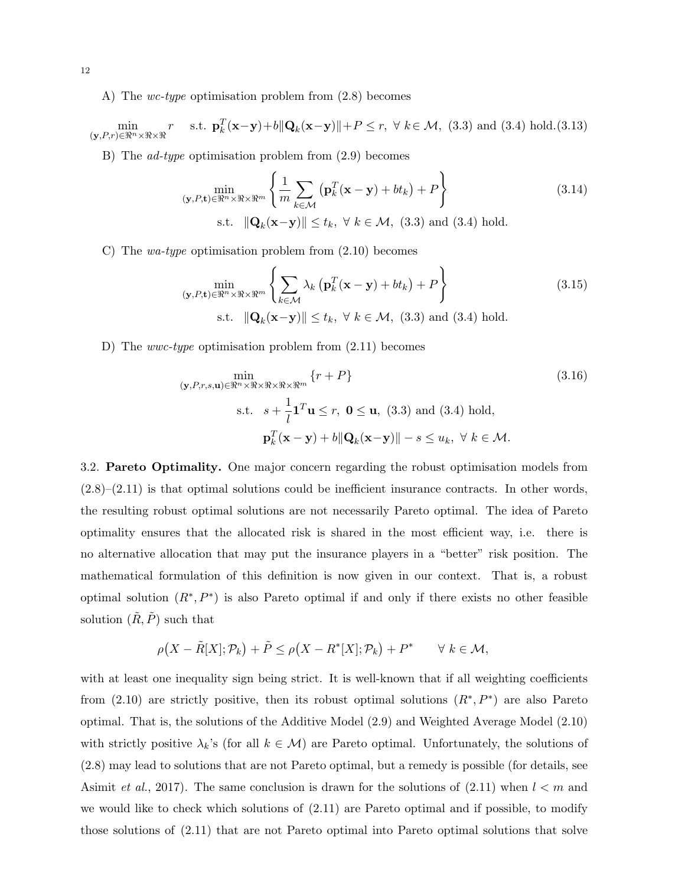A) The *wc-type* optimisation problem from (2.8) becomes

$$\min_{(\mathbf{y},P,r)\in\Re^n\times\Re\times\Re} r \quad \text{s.t. } \mathbf{p}_k^T(\mathbf{x}-\mathbf{y})+b\|\mathbf{Q}_k(\mathbf{x}-\mathbf{y})\|+P\leq r,\ \forall\, k\in\mathcal{M},\ (3.3) \text{ and } (3.4) \text{ hold.} \tag{3.13}$$

B) The *ad-type* optimisation problem from (2.9) becomes

$$\min_{(\mathbf{y},P,\mathbf{t})\in\Re^n\times\Re\times\Re^m} \left\{ \frac{1}{m}\sum_{k\in\mathcal{M}} \left(\mathbf{p}_k^T(\mathbf{x}-\mathbf{y})+bt_k\right)+P \right\} \tag{3.14}$$
$$\text{s.t.}\quad \|\mathbf{Q}_k(\mathbf{x}-\mathbf{y})\|\leq t_k,\ \forall\, k\in\mathcal{M},\ (3.3) \text{ and } (3.4) \text{ hold.}$$

C) The *wa-type* optimisation problem from (2.10) becomes

$$\min_{(\mathbf{y},P,\mathbf{t})\in\Re^n\times\Re\times\Re^m} \left\{ \sum_{k\in\mathcal{M}} \lambda_k\left(\mathbf{p}_k^T(\mathbf{x}-\mathbf{y})+bt_k\right)+P \right\} \tag{3.15}$$
$$\text{s.t.}\quad \|\mathbf{Q}_k(\mathbf{x}-\mathbf{y})\|\leq t_k,\ \forall\, k\in\mathcal{M},\ (3.3) \text{ and } (3.4) \text{ hold.}$$

D) The *wwc-type* optimisation problem from (2.11) becomes

$$\min_{(\mathbf{y},P,r,s,\mathbf{u})\in\Re^n\times\Re\times\Re\times\Re\times\Re^m} \{r+P\} \tag{3.16}$$
$$\text{s.t.}\quad s+\frac{1}{l}\mathbf{1}^T\mathbf{u}\leq r,\ \mathbf{0}\leq\mathbf{u},\ (3.3) \text{ and } (3.4) \text{ hold,}$$
$$\mathbf{p}_k^T(\mathbf{x}-\mathbf{y})+b\|\mathbf{Q}_k(\mathbf{x}-\mathbf{y})\|-s\leq u_k,\ \forall\, k\in\mathcal{M}.$$

3.2. **Pareto Optimality.** One major concern regarding the robust optimisation models from (2.8)–(2.11) is that optimal solutions could be inefficient insurance contracts. In other words, the resulting robust optimal solutions are not necessarily Pareto optimal. The idea of Pareto optimality ensures that the allocated risk is shared in the most efficient way, i.e. there is no alternative allocation that may put the insurance players in a "better" risk position. The mathematical formulation of this definition is now given in our context. That is, a robust optimal solution $(R^*,P^*)$ is also Pareto optimal if and only if there exists no other feasible solution $(\tilde{R},\tilde{P})$ such that

$$\rho\big(X-\tilde{R}[X];\mathcal{P}_k\big)+\tilde{P}\leq\rho\big(X-R^*[X];\mathcal{P}_k\big)+P^* \qquad \forall\, k\in\mathcal{M},$$

with at least one inequality sign being strict. It is well-known that if all weighting coefficients from (2.10) are strictly positive, then its robust optimal solutions $(R^*,P^*)$ are also Pareto optimal. That is, the solutions of the Additive Model (2.9) and Weighted Average Model (2.10) with strictly positive $\lambda_k$'s (for all $k\in\mathcal{M}$) are Pareto optimal. Unfortunately, the solutions of (2.8) may lead to solutions that are not Pareto optimal, but a remedy is possible (for details, see Asimit *et al.*, 2017). The same conclusion is drawn for the solutions of (2.11) when $l<m$ and we would like to check which solutions of (2.11) are Pareto optimal and if possible, to modify those solutions of (2.11) that are not Pareto optimal into Pareto optimal solutions that solve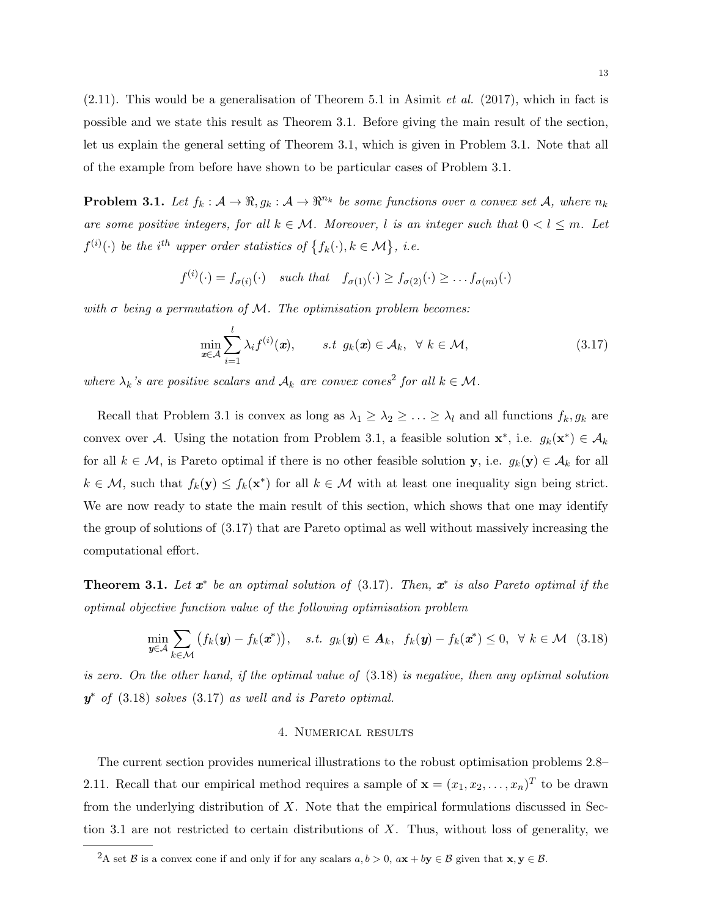(2.11). This would be a generalisation of Theorem 5.1 in Asimit *et al.* (2017), which in fact is possible and we state this result as Theorem 3.1. Before giving the main result of the section, let us explain the general setting of Theorem 3.1, which is given in Problem 3.1. Note that all of the example from before have shown to be particular cases of Problem 3.1.

**Problem 3.1.** *Let $f_k : \mathcal{A} \to \Re, g_k : \mathcal{A} \to \Re^{n_k}$ be some functions over a convex set $\mathcal{A}$, where $n_k$ are some positive integers, for all $k \in \mathcal{M}$. Moreover, $l$ is an integer such that $0 < l \leq m$. Let $f^{(i)}(\cdot)$ be the $i^{th}$ upper order statistics of $\{f_k(\cdot), k \in \mathcal{M}\}$, i.e.*

$$f^{(i)}(\cdot) = f_{\sigma(i)}(\cdot) \quad \text{such that} \quad f_{\sigma(1)}(\cdot) \geq f_{\sigma(2)}(\cdot) \geq \dots f_{\sigma(m)}(\cdot)$$

*with $\sigma$ being a permutation of $\mathcal{M}$. The optimisation problem becomes:*

$$\min_{\boldsymbol{x} \in \mathcal{A}} \sum_{i=1}^{l} \lambda_i f^{(i)}(\boldsymbol{x}), \qquad s.t \;\; g_k(\boldsymbol{x}) \in \mathcal{A}_k, \;\; \forall \; k \in \mathcal{M}, \tag{3.17}$$

*where $\lambda_k$'s are positive scalars and $\mathcal{A}_k$ are convex cones*[2] *for all $k \in \mathcal{M}$.*

Recall that Problem 3.1 is convex as long as $\lambda_1 \geq \lambda_2 \geq \ldots \geq \lambda_l$ and all functions $f_k, g_k$ are convex over $\mathcal{A}$. Using the notation from Problem 3.1, a feasible solution $\mathbf{x}^*$, i.e. $g_k(\mathbf{x}^*) \in \mathcal{A}_k$ for all $k \in \mathcal{M}$, is Pareto optimal if there is no other feasible solution $\mathbf{y}$, i.e. $g_k(\mathbf{y}) \in \mathcal{A}_k$ for all $k \in \mathcal{M}$, such that $f_k(\mathbf{y}) \leq f_k(\mathbf{x}^*)$ for all $k \in \mathcal{M}$ with at least one inequality sign being strict. We are now ready to state the main result of this section, which shows that one may identify the group of solutions of (3.17) that are Pareto optimal as well without massively increasing the computational effort.

**Theorem 3.1.** *Let $\boldsymbol{x}^*$ be an optimal solution of (3.17). Then, $\boldsymbol{x}^*$ is also Pareto optimal if the optimal objective function value of the following optimisation problem*

$$\min_{\boldsymbol{y} \in \mathcal{A}} \sum_{k \in \mathcal{M}} \big(f_k(\boldsymbol{y}) - f_k(\boldsymbol{x}^*)\big), \quad s.t. \;\; g_k(\boldsymbol{y}) \in \boldsymbol{A}_k, \;\; f_k(\boldsymbol{y}) - f_k(\boldsymbol{x}^*) \leq 0, \;\; \forall \; k \in \mathcal{M} \tag{3.18}$$

*is zero. On the other hand, if the optimal value of (3.18) is negative, then any optimal solution $\boldsymbol{y}^*$ of (3.18) solves (3.17) as well and is Pareto optimal.*

## 4. Numerical results

The current section provides numerical illustrations to the robust optimisation problems 2.8–2.11. Recall that our empirical method requires a sample of $\mathbf{x} = (x_1, x_2, \ldots, x_n)^T$ to be drawn from the underlying distribution of $X$. Note that the empirical formulations discussed in Section 3.1 are not restricted to certain distributions of $X$. Thus, without loss of generality, we

[2] A set $\mathcal{B}$ is a convex cone if and only if for any scalars $a, b > 0$, $a\mathbf{x} + b\mathbf{y} \in \mathcal{B}$ given that $\mathbf{x}, \mathbf{y} \in \mathcal{B}$.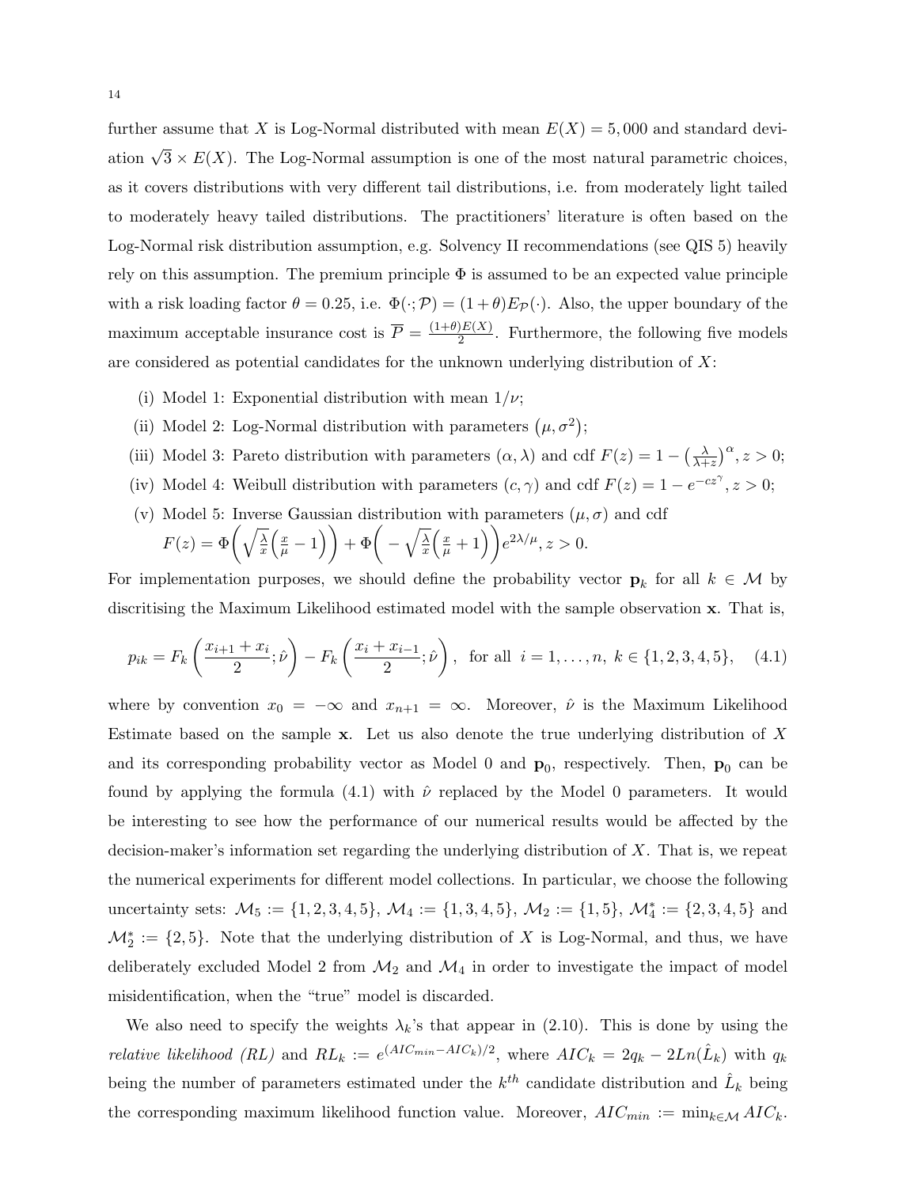further assume that $X$ is Log-Normal distributed with mean $E(X) = 5,000$ and standard deviation $\sqrt{3} \times E(X)$. The Log-Normal assumption is one of the most natural parametric choices, as it covers distributions with very different tail distributions, i.e. from moderately light tailed to moderately heavy tailed distributions. The practitioners' literature is often based on the Log-Normal risk distribution assumption, e.g. Solvency II recommendations (see QIS 5) heavily rely on this assumption. The premium principle $\Phi$ is assumed to be an expected value principle with a risk loading factor $\theta = 0.25$, i.e. $\Phi(\cdot; \mathcal{P}) = (1+\theta)E_{\mathcal{P}}(\cdot)$. Also, the upper boundary of the maximum acceptable insurance cost is $\overline{P} = \frac{(1+\theta)E(X)}{2}$. Furthermore, the following five models are considered as potential candidates for the unknown underlying distribution of $X$:

(i) Model 1: Exponential distribution with mean $1/\nu$;

(ii) Model 2: Log-Normal distribution with parameters $(\mu, \sigma^2)$;

(iii) Model 3: Pareto distribution with parameters $(\alpha, \lambda)$ and cdf $F(z) = 1 - \left(\frac{\lambda}{\lambda+z}\right)^{\alpha}, z > 0$;

(iv) Model 4: Weibull distribution with parameters $(c, \gamma)$ and cdf $F(z) = 1 - e^{-cz^{\gamma}}, z > 0$;

(v) Model 5: Inverse Gaussian distribution with parameters $(\mu, \sigma)$ and cdf $F(z) = \Phi\bigg(\sqrt{\frac{\lambda}{x}}\Big(\frac{x}{\mu} - 1\Big)\bigg) + \Phi\bigg(-\sqrt{\frac{\lambda}{x}}\Big(\frac{x}{\mu} + 1\Big)\bigg)e^{2\lambda/\mu}, z > 0.$

For implementation purposes, we should define the probability vector $\mathbf{p}_k$ for all $k \in \mathcal{M}$ by discritising the Maximum Likelihood estimated model with the sample observation $\mathbf{x}$. That is,

$$p_{ik} = F_k\left(\frac{x_{i+1} + x_i}{2}; \hat{\nu}\right) - F_k\left(\frac{x_i + x_{i-1}}{2}; \hat{\nu}\right), \quad \text{for all } \; i = 1, \ldots, n, \; k \in \{1, 2, 3, 4, 5\}, \tag{4.1}$$

where by convention $x_0 = -\infty$ and $x_{n+1} = \infty$. Moreover, $\hat{\nu}$ is the Maximum Likelihood Estimate based on the sample $\mathbf{x}$. Let us also denote the true underlying distribution of $X$ and its corresponding probability vector as Model 0 and $\mathbf{p}_0$, respectively. Then, $\mathbf{p}_0$ can be found by applying the formula (4.1) with $\hat{\nu}$ replaced by the Model 0 parameters. It would be interesting to see how the performance of our numerical results would be affected by the decision-maker's information set regarding the underlying distribution of $X$. That is, we repeat the numerical experiments for different model collections. In particular, we choose the following uncertainty sets: $\mathcal{M}_5 := \{1, 2, 3, 4, 5\}$, $\mathcal{M}_4 := \{1, 3, 4, 5\}$, $\mathcal{M}_2 := \{1, 5\}$, $\mathcal{M}_4^* := \{2, 3, 4, 5\}$ and $\mathcal{M}_2^* := \{2, 5\}$. Note that the underlying distribution of $X$ is Log-Normal, and thus, we have deliberately excluded Model 2 from $\mathcal{M}_2$ and $\mathcal{M}_4$ in order to investigate the impact of model misidentification, when the "true" model is discarded.

We also need to specify the weights $\lambda_k$'s that appear in (2.10). This is done by using the *relative likelihood (RL)* and $RL_k := e^{(AIC_{min} - AIC_k)/2}$, where $AIC_k = 2q_k - 2Ln(\hat{L}_k)$ with $q_k$ being the number of parameters estimated under the $k^{th}$ candidate distribution and $\hat{L}_k$ being the corresponding maximum likelihood function value. Moreover, $AIC_{min} := \min_{k \in \mathcal{M}} AIC_k$.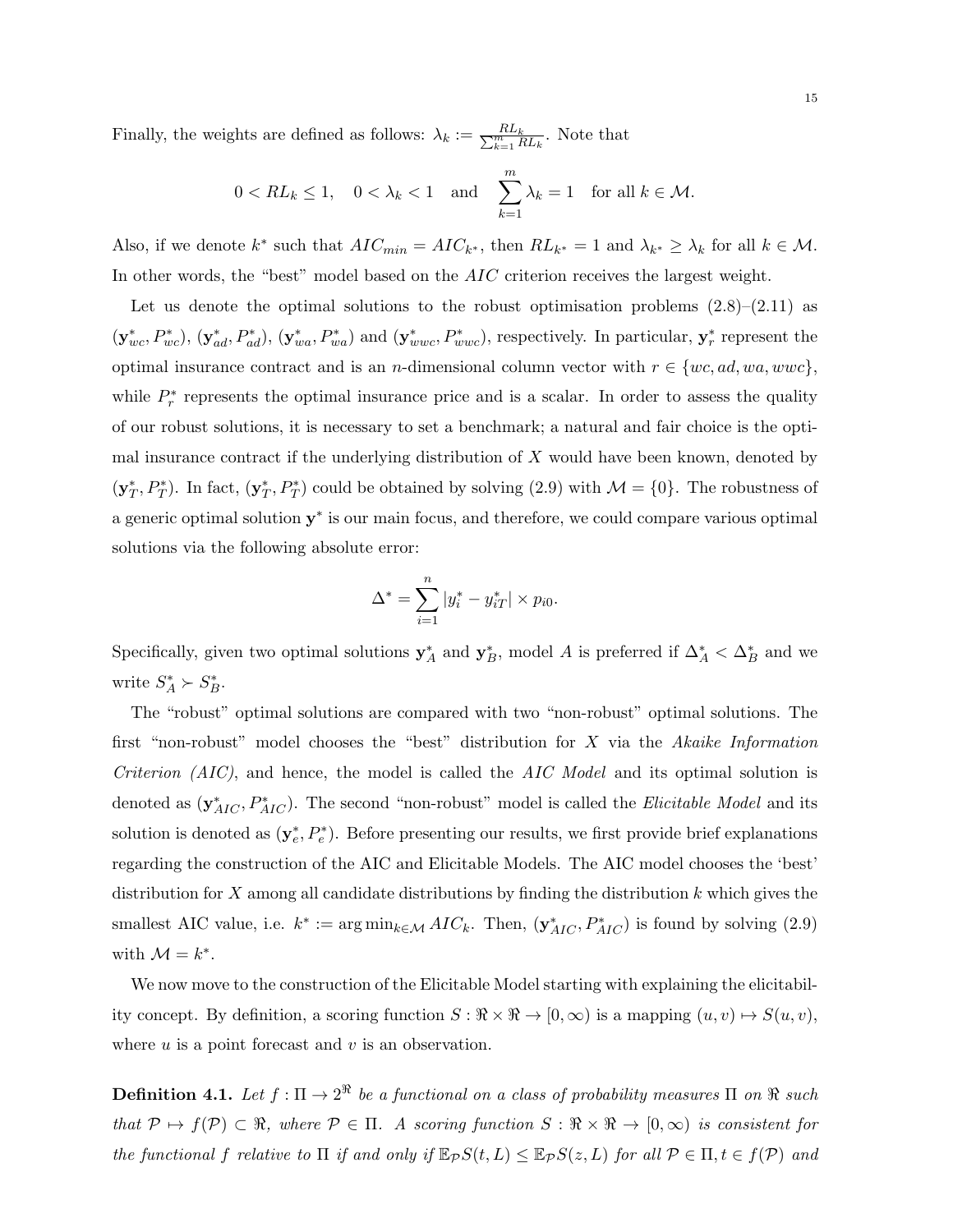Finally, the weights are defined as follows: $\lambda_k := \frac{RL_k}{\sum_{k=1}^m RL_k}$. Note that

$$0 < RL_k \leq 1, \quad 0 < \lambda_k < 1 \quad \text{and} \quad \sum_{k=1}^m \lambda_k = 1 \quad \text{for all } k \in \mathcal{M}.$$

Also, if we denote $k^*$ such that $AIC_{min} = AIC_{k^*}$, then $RL_{k^*} = 1$ and $\lambda_{k^*} \geq \lambda_k$ for all $k \in \mathcal{M}$. In other words, the "best" model based on the $AIC$ criterion receives the largest weight.

Let us denote the optimal solutions to the robust optimisation problems (2.8)–(2.11) as $(\mathbf{y}^*_{wc}, P^*_{wc})$, $(\mathbf{y}^*_{ad}, P^*_{ad})$, $(\mathbf{y}^*_{wa}, P^*_{wa})$ and $(\mathbf{y}^*_{wwc}, P^*_{wwc})$, respectively. In particular, $\mathbf{y}^*_r$ represent the optimal insurance contract and is an $n$-dimensional column vector with $r \in \{wc, ad, wa, wwc\}$, while $P^*_r$ represents the optimal insurance price and is a scalar. In order to assess the quality of our robust solutions, it is necessary to set a benchmark; a natural and fair choice is the optimal insurance contract if the underlying distribution of $X$ would have been known, denoted by $(\mathbf{y}^*_T, P^*_T)$. In fact, $(\mathbf{y}^*_T, P^*_T)$ could be obtained by solving (2.9) with $\mathcal{M} = \{0\}$. The robustness of a generic optimal solution $\mathbf{y}^*$ is our main focus, and therefore, we could compare various optimal solutions via the following absolute error:

$$\Delta^* = \sum_{i=1}^n |y^*_i - y^*_{iT}| \times p_{i0}.$$

Specifically, given two optimal solutions $\mathbf{y}^*_A$ and $\mathbf{y}^*_B$, model $A$ is preferred if $\Delta^*_A < \Delta^*_B$ and we write $S^*_A \succ S^*_B$.

The "robust" optimal solutions are compared with two "non-robust" optimal solutions. The first "non-robust" model chooses the "best" distribution for $X$ via the *Akaike Information Criterion (AIC)*, and hence, the model is called the *AIC Model* and its optimal solution is denoted as $(\mathbf{y}^*_{AIC}, P^*_{AIC})$. The second "non-robust" model is called the *Elicitable Model* and its solution is denoted as $(\mathbf{y}^*_e, P^*_e)$. Before presenting our results, we first provide brief explanations regarding the construction of the AIC and Elicitable Models. The AIC model chooses the 'best' distribution for $X$ among all candidate distributions by finding the distribution $k$ which gives the smallest AIC value, i.e. $k^* := \arg\min_{k \in \mathcal{M}} AIC_k$. Then, $(\mathbf{y}^*_{AIC}, P^*_{AIC})$ is found by solving (2.9) with $\mathcal{M} = k^*$.

We now move to the construction of the Elicitable Model starting with explaining the elicitability concept. By definition, a scoring function $S : \Re \times \Re \to [0, \infty)$ is a mapping $(u, v) \mapsto S(u, v)$, where $u$ is a point forecast and $v$ is an observation.

**Definition 4.1.** *Let $f : \Pi \to 2^{\Re}$ be a functional on a class of probability measures $\Pi$ on $\Re$ such that $\mathcal{P} \mapsto f(\mathcal{P}) \subset \Re$, where $\mathcal{P} \in \Pi$. A scoring function $S : \Re \times \Re \to [0, \infty)$ is consistent for the functional $f$ relative to $\Pi$ if and only if $\mathbb{E}_{\mathcal{P}} S(t, L) \leq \mathbb{E}_{\mathcal{P}} S(z, L)$ for all $\mathcal{P} \in \Pi, t \in f(\mathcal{P})$ and*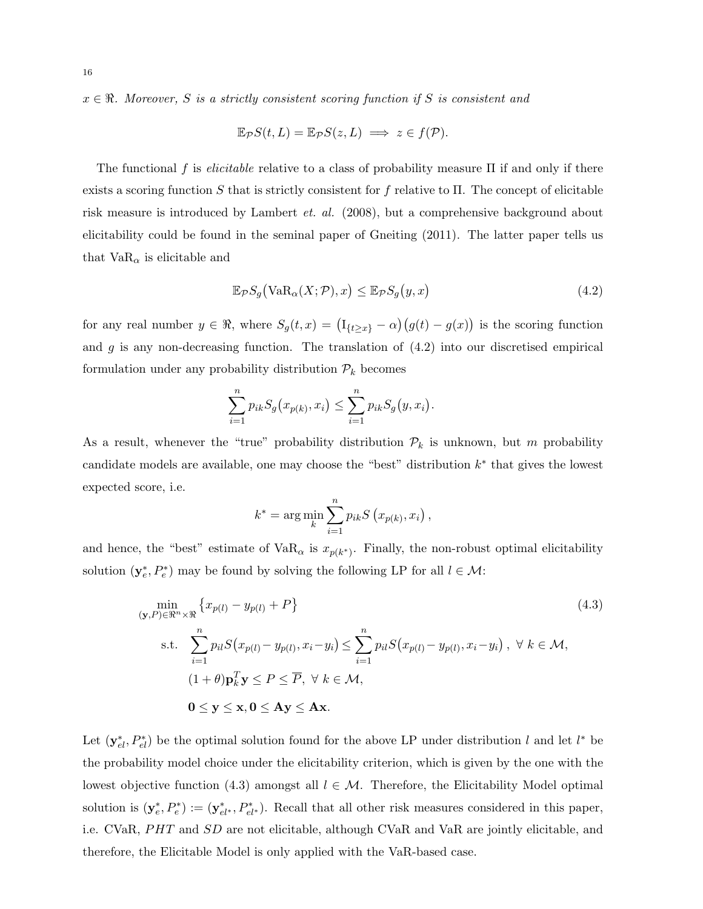$x \in \Re$. *Moreover, $S$ is a strictly consistent scoring function if $S$ is consistent and*

$$\mathbb{E}_{\mathcal{P}} S(t, L) = \mathbb{E}_{\mathcal{P}} S(z, L) \implies z \in f(\mathcal{P}).$$

The functional $f$ is *elicitable* relative to a class of probability measure $\Pi$ if and only if there exists a scoring function $S$ that is strictly consistent for $f$ relative to $\Pi$. The concept of elicitable risk measure is introduced by Lambert *et. al.* (2008), but a comprehensive background about elicitability could be found in the seminal paper of Gneiting (2011). The latter paper tells us that $\text{VaR}_\alpha$ is elicitable and

$$\mathbb{E}_{\mathcal{P}} S_g\big(\text{VaR}_\alpha(X; \mathcal{P}), x\big) \leq \mathbb{E}_{\mathcal{P}} S_g\big(y, x\big) \tag{4.2}$$

for any real number $y \in \Re$, where $S_g(t, x) = \big(\text{I}_{\{t \geq x\}} - \alpha\big)\big(g(t) - g(x)\big)$ is the scoring function and $g$ is any non-decreasing function. The translation of (4.2) into our discretised empirical formulation under any probability distribution $\mathcal{P}_k$ becomes

$$\sum_{i=1}^{n} p_{ik} S_g\big(x_{p(k)}, x_i\big) \leq \sum_{i=1}^{n} p_{ik} S_g\big(y, x_i\big).$$

As a result, whenever the "true" probability distribution $\mathcal{P}_k$ is unknown, but $m$ probability candidate models are available, one may choose the "best" distribution $k^*$ that gives the lowest expected score, i.e.

$$k^* = \arg\min_{k} \sum_{i=1}^{n} p_{ik} S\left(x_{p(k)}, x_i\right),$$

and hence, the "best" estimate of $\text{VaR}_\alpha$ is $x_{p(k^*)}$. Finally, the non-robust optimal elicitability solution $(\mathbf{y}_e^*, P_e^*)$ may be found by solving the following LP for all $l \in \mathcal{M}$:

$$\begin{aligned}
&\min_{(\mathbf{y}, P) \in \Re^n \times \Re} \big\{x_{p(l)} - y_{p(l)} + P\big\} \\
&\text{s.t.} \quad \sum_{i=1}^{n} p_{il} S\big(x_{p(l)} - y_{p(l)}, x_i - y_i\big) \leq \sum_{i=1}^{n} p_{il} S\big(x_{p(l)} - y_{p(l)}, x_i - y_i\big), \ \forall\, k \in \mathcal{M}, \\
&\qquad (1 + \theta)\mathbf{p}_k^T \mathbf{y} \leq P \leq \overline{P}, \ \forall\, k \in \mathcal{M}, \\
&\qquad \mathbf{0} \leq \mathbf{y} \leq \mathbf{x}, \mathbf{0} \leq \mathbf{A}\mathbf{y} \leq \mathbf{A}\mathbf{x}.
\end{aligned} \tag{4.3}$$

Let $(\mathbf{y}_{el}^*, P_{el}^*)$ be the optimal solution found for the above LP under distribution $l$ and let $l^*$ be the probability model choice under the elicitability criterion, which is given by the one with the lowest objective function (4.3) amongst all $l \in \mathcal{M}$. Therefore, the Elicitability Model optimal solution is $(\mathbf{y}_e^*, P_e^*) := (\mathbf{y}_{el^*}^*, P_{el^*}^*)$. Recall that all other risk measures considered in this paper, i.e. CVaR, $PHT$ and $SD$ are not elicitable, although CVaR and VaR are jointly elicitable, and therefore, the Elicitable Model is only applied with the VaR-based case.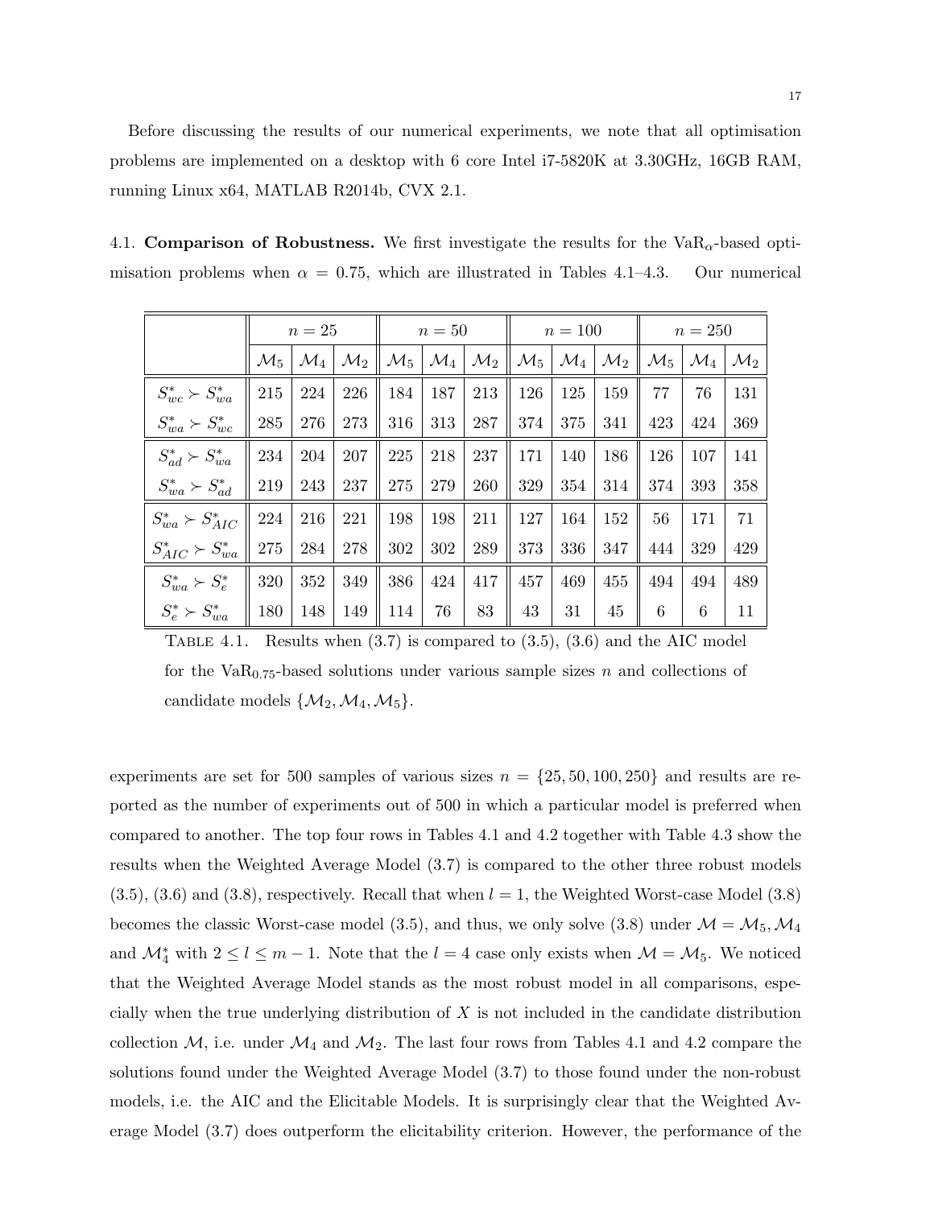Before discussing the results of our numerical experiments, we note that all optimisation problems are implemented on a desktop with 6 core Intel i7-5820K at 3.30GHz, 16GB RAM, running Linux x64, MATLAB R2014b, CVX 2.1.

4.1. **Comparison of Robustness.** We first investigate the results for the $\mathrm{VaR}_\alpha$-based optimisation problems when $\alpha = 0.75$, which are illustrated in Tables 4.1–4.3. Our numerical

| | $n=25$ | | | $n=50$ | | | $n=100$ | | | $n=250$ | | |
|---|---|---|---|---|---|---|---|---|---|---|---|---|
| | $\mathcal{M}_5$ | $\mathcal{M}_4$ | $\mathcal{M}_2$ | $\mathcal{M}_5$ | $\mathcal{M}_4$ | $\mathcal{M}_2$ | $\mathcal{M}_5$ | $\mathcal{M}_4$ | $\mathcal{M}_2$ | $\mathcal{M}_5$ | $\mathcal{M}_4$ | $\mathcal{M}_2$ |
| $S^*_{wc} \succ S^*_{wa}$ | 215 | 224 | 226 | 184 | 187 | 213 | 126 | 125 | 159 | 77 | 76 | 131 |
| $S^*_{wa} \succ S^*_{wc}$ | 285 | 276 | 273 | 316 | 313 | 287 | 374 | 375 | 341 | 423 | 424 | 369 |
| $S^*_{ad} \succ S^*_{wa}$ | 234 | 204 | 207 | 225 | 218 | 237 | 171 | 140 | 186 | 126 | 107 | 141 |
| $S^*_{wa} \succ S^*_{ad}$ | 219 | 243 | 237 | 275 | 279 | 260 | 329 | 354 | 314 | 374 | 393 | 358 |
| $S^*_{wa} \succ S^*_{AIC}$ | 224 | 216 | 221 | 198 | 198 | 211 | 127 | 164 | 152 | 56 | 171 | 71 |
| $S^*_{AIC} \succ S^*_{wa}$ | 275 | 284 | 278 | 302 | 302 | 289 | 373 | 336 | 347 | 444 | 329 | 429 |
| $S^*_{wa} \succ S^*_{e}$ | 320 | 352 | 349 | 386 | 424 | 417 | 457 | 469 | 455 | 494 | 494 | 489 |
| $S^*_{e} \succ S^*_{wa}$ | 180 | 148 | 149 | 114 | 76 | 83 | 43 | 31 | 45 | 6 | 6 | 11 |

Table 4.1. Results when (3.7) is compared to (3.5), (3.6) and the AIC model for the $\mathrm{VaR}_{0.75}$-based solutions under various sample sizes $n$ and collections of candidate models $\{\mathcal{M}_2, \mathcal{M}_4, \mathcal{M}_5\}$.

experiments are set for 500 samples of various sizes $n = \{25, 50, 100, 250\}$ and results are reported as the number of experiments out of 500 in which a particular model is preferred when compared to another. The top four rows in Tables 4.1 and 4.2 together with Table 4.3 show the results when the Weighted Average Model (3.7) is compared to the other three robust models (3.5), (3.6) and (3.8), respectively. Recall that when $l = 1$, the Weighted Worst-case Model (3.8) becomes the classic Worst-case model (3.5), and thus, we only solve (3.8) under $\mathcal{M} = \mathcal{M}_5, \mathcal{M}_4$ and $\mathcal{M}^*_4$ with $2 \leq l \leq m-1$. Note that the $l = 4$ case only exists when $\mathcal{M} = \mathcal{M}_5$. We noticed that the Weighted Average Model stands as the most robust model in all comparisons, especially when the true underlying distribution of $X$ is not included in the candidate distribution collection $\mathcal{M}$, i.e. under $\mathcal{M}_4$ and $\mathcal{M}_2$. The last four rows from Tables 4.1 and 4.2 compare the solutions found under the Weighted Average Model (3.7) to those found under the non-robust models, i.e. the AIC and the Elicitable Models. It is surprisingly clear that the Weighted Average Model (3.7) does outperform the elicitability criterion. However, the performance of the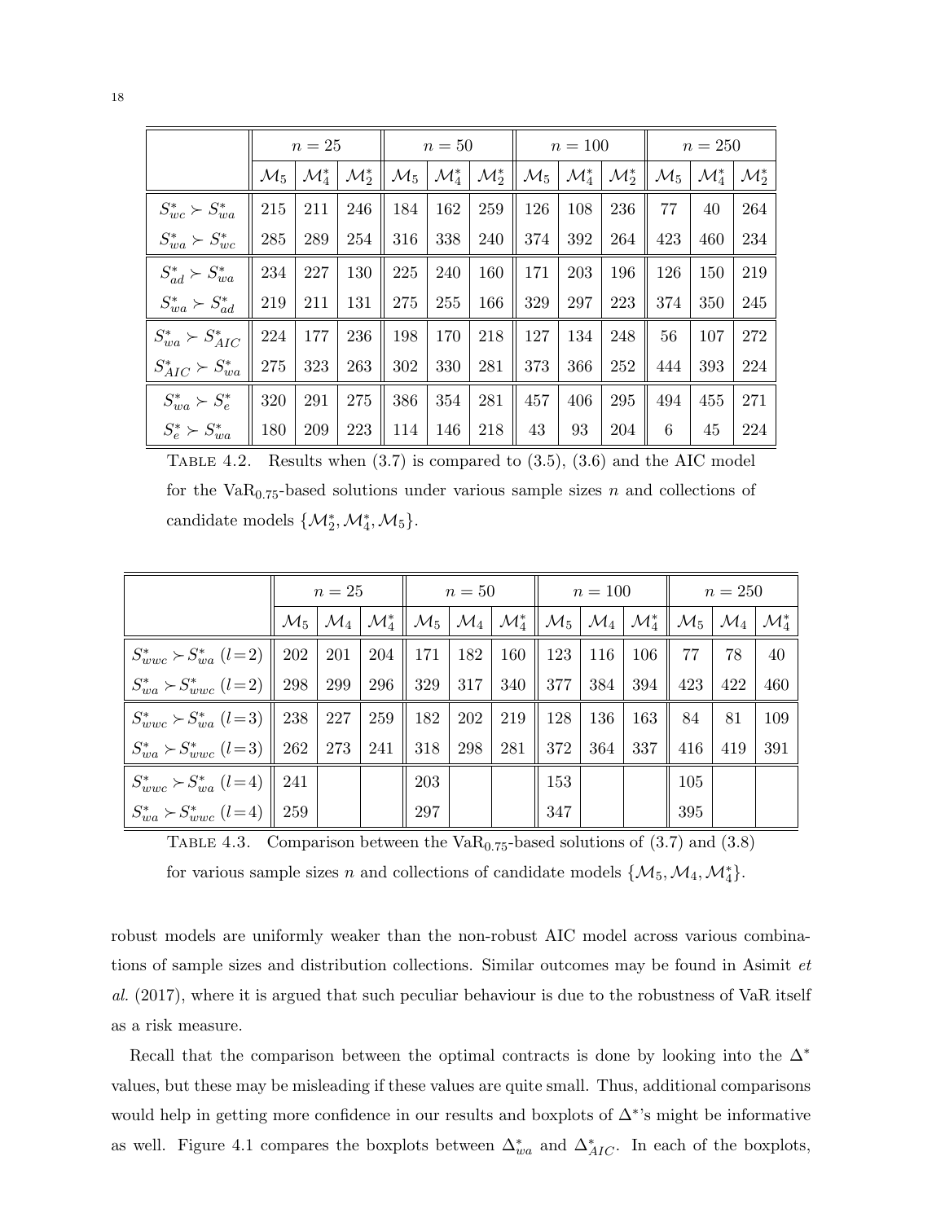| | $n = 25$ | | | $n = 50$ | | | $n = 100$ | | | $n = 250$ | | |
|---|---|---|---|---|---|---|---|---|---|---|---|---|
| | $\mathcal{M}_5$ | $\mathcal{M}_4^*$ | $\mathcal{M}_2^*$ | $\mathcal{M}_5$ | $\mathcal{M}_4^*$ | $\mathcal{M}_2^*$ | $\mathcal{M}_5$ | $\mathcal{M}_4^*$ | $\mathcal{M}_2^*$ | $\mathcal{M}_5$ | $\mathcal{M}_4^*$ | $\mathcal{M}_2^*$ |
| $S_{wc}^* \succ S_{wa}^*$ | 215 | 211 | 246 | 184 | 162 | 259 | 126 | 108 | 236 | 77 | 40 | 264 |
| $S_{wa}^* \succ S_{wc}^*$ | 285 | 289 | 254 | 316 | 338 | 240 | 374 | 392 | 264 | 423 | 460 | 234 |
| $S_{ad}^* \succ S_{wa}^*$ | 234 | 227 | 130 | 225 | 240 | 160 | 171 | 203 | 196 | 126 | 150 | 219 |
| $S_{wa}^* \succ S_{ad}^*$ | 219 | 211 | 131 | 275 | 255 | 166 | 329 | 297 | 223 | 374 | 350 | 245 |
| $S_{wa}^* \succ S_{AIC}^*$ | 224 | 177 | 236 | 198 | 170 | 218 | 127 | 134 | 248 | 56 | 107 | 272 |
| $S_{AIC}^* \succ S_{wa}^*$ | 275 | 323 | 263 | 302 | 330 | 281 | 373 | 366 | 252 | 444 | 393 | 224 |
| $S_{wa}^* \succ S_{e}^*$ | 320 | 291 | 275 | 386 | 354 | 281 | 457 | 406 | 295 | 494 | 455 | 271 |
| $S_{e}^* \succ S_{wa}^*$ | 180 | 209 | 223 | 114 | 146 | 218 | 43 | 93 | 204 | 6 | 45 | 224 |

TABLE 4.2. Results when (3.7) is compared to (3.5), (3.6) and the AIC model for the $\mathrm{VaR}_{0.75}$-based solutions under various sample sizes $n$ and collections of candidate models $\{\mathcal{M}_2^*, \mathcal{M}_4^*, \mathcal{M}_5\}$.

| | $n = 25$ | | | $n = 50$ | | | $n = 100$ | | | $n = 250$ | | |
|---|---|---|---|---|---|---|---|---|---|---|---|---|
| | $\mathcal{M}_5$ | $\mathcal{M}_4$ | $\mathcal{M}_4^*$ | $\mathcal{M}_5$ | $\mathcal{M}_4$ | $\mathcal{M}_4^*$ | $\mathcal{M}_5$ | $\mathcal{M}_4$ | $\mathcal{M}_4^*$ | $\mathcal{M}_5$ | $\mathcal{M}_4$ | $\mathcal{M}_4^*$ |
| $S_{wwc}^* \succ S_{wa}^*$ $(l=2)$ | 202 | 201 | 204 | 171 | 182 | 160 | 123 | 116 | 106 | 77 | 78 | 40 |
| $S_{wa}^* \succ S_{wwc}^*$ $(l=2)$ | 298 | 299 | 296 | 329 | 317 | 340 | 377 | 384 | 394 | 423 | 422 | 460 |
| $S_{wwc}^* \succ S_{wa}^*$ $(l=3)$ | 238 | 227 | 259 | 182 | 202 | 219 | 128 | 136 | 163 | 84 | 81 | 109 |
| $S_{wa}^* \succ S_{wwc}^*$ $(l=3)$ | 262 | 273 | 241 | 318 | 298 | 281 | 372 | 364 | 337 | 416 | 419 | 391 |
| $S_{wwc}^* \succ S_{wa}^*$ $(l=4)$ | 241 | | | 203 | | | 153 | | | 105 | | |
| $S_{wa}^* \succ S_{wwc}^*$ $(l=4)$ | 259 | | | 297 | | | 347 | | | 395 | | |

TABLE 4.3. Comparison between the $\mathrm{VaR}_{0.75}$-based solutions of (3.7) and (3.8) for various sample sizes $n$ and collections of candidate models $\{\mathcal{M}_5, \mathcal{M}_4, \mathcal{M}_4^*\}$.

robust models are uniformly weaker than the non-robust AIC model across various combinations of sample sizes and distribution collections. Similar outcomes may be found in Asimit *et al.* (2017), where it is argued that such peculiar behaviour is due to the robustness of VaR itself as a risk measure.

Recall that the comparison between the optimal contracts is done by looking into the $\Delta^*$ values, but these may be misleading if these values are quite small. Thus, additional comparisons would help in getting more confidence in our results and boxplots of $\Delta^*$'s might be informative as well. Figure 4.1 compares the boxplots between $\Delta_{wa}^*$ and $\Delta_{AIC}^*$. In each of the boxplots,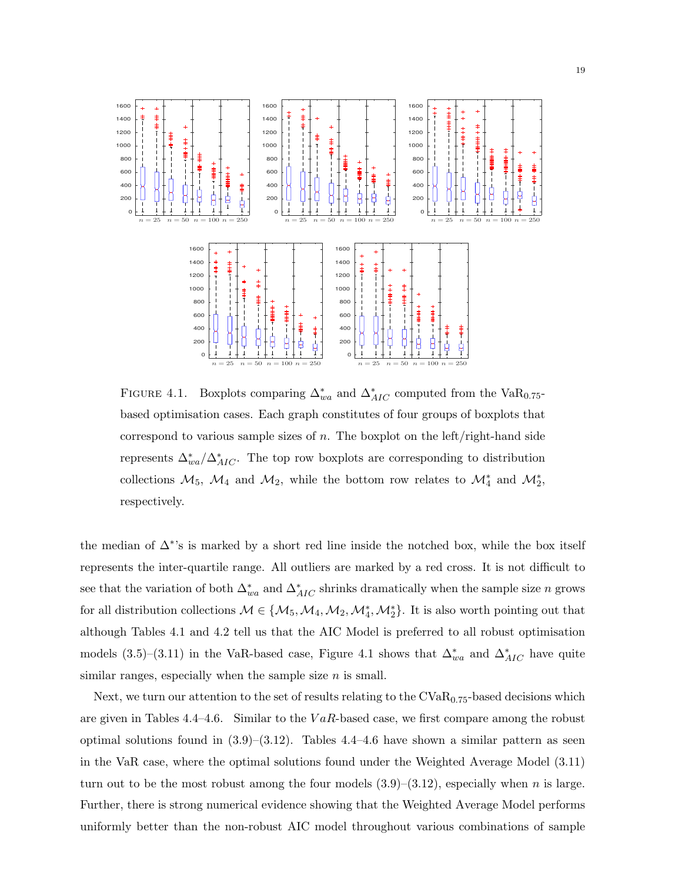1600
1400
1200
1000
800
600
400
200
0
$n = 25$ $n = 50$ $n = 100$ $n = 250$

1600
1400
1200
1000
800
600
400
200
0
$n = 25$ $n = 50$ $n = 100$ $n = 250$

1600
1400
1200
1000
800
600
400
200
0
$n = 25$ $n = 50$ $n = 100$ $n = 250$

1600
1400
1200
1000
800
600
400
200
0
$n = 25$ $n = 50$ $n = 100$ $n = 250$

1600
1400
1200
1000
800
600
400
200
0
$n = 25$ $n = 50$ $n = 100$ $n = 250$

FIGURE 4.1. Boxplots comparing $\Delta^*_{wa}$ and $\Delta^*_{AIC}$ computed from the $\text{VaR}_{0.75}$-based optimisation cases. Each graph constitutes of four groups of boxplots that correspond to various sample sizes of $n$. The boxplot on the left/right-hand side represents $\Delta^*_{wa}/\Delta^*_{AIC}$. The top row boxplots are corresponding to distribution collections $\mathcal{M}_5$, $\mathcal{M}_4$ and $\mathcal{M}_2$, while the bottom row relates to $\mathcal{M}^*_4$ and $\mathcal{M}^*_2$, respectively.

the median of $\Delta^*$'s is marked by a short red line inside the notched box, while the box itself represents the inter-quartile range. All outliers are marked by a red cross. It is not difficult to see that the variation of both $\Delta^*_{wa}$ and $\Delta^*_{AIC}$ shrinks dramatically when the sample size $n$ grows for all distribution collections $\mathcal{M} \in \{\mathcal{M}_5, \mathcal{M}_4, \mathcal{M}_2, \mathcal{M}^*_4, \mathcal{M}^*_2\}$. It is also worth pointing out that although Tables 4.1 and 4.2 tell us that the AIC Model is preferred to all robust optimisation models (3.5)–(3.11) in the VaR-based case, Figure 4.1 shows that $\Delta^*_{wa}$ and $\Delta^*_{AIC}$ have quite similar ranges, especially when the sample size $n$ is small.

Next, we turn our attention to the set of results relating to the $\text{CVaR}_{0.75}$-based decisions which are given in Tables 4.4–4.6. Similar to the $VaR$-based case, we first compare among the robust optimal solutions found in (3.9)–(3.12). Tables 4.4–4.6 have shown a similar pattern as seen in the VaR case, where the optimal solutions found under the Weighted Average Model (3.11) turn out to be the most robust among the four models (3.9)–(3.12), especially when $n$ is large. Further, there is strong numerical evidence showing that the Weighted Average Model performs uniformly better than the non-robust AIC model throughout various combinations of sample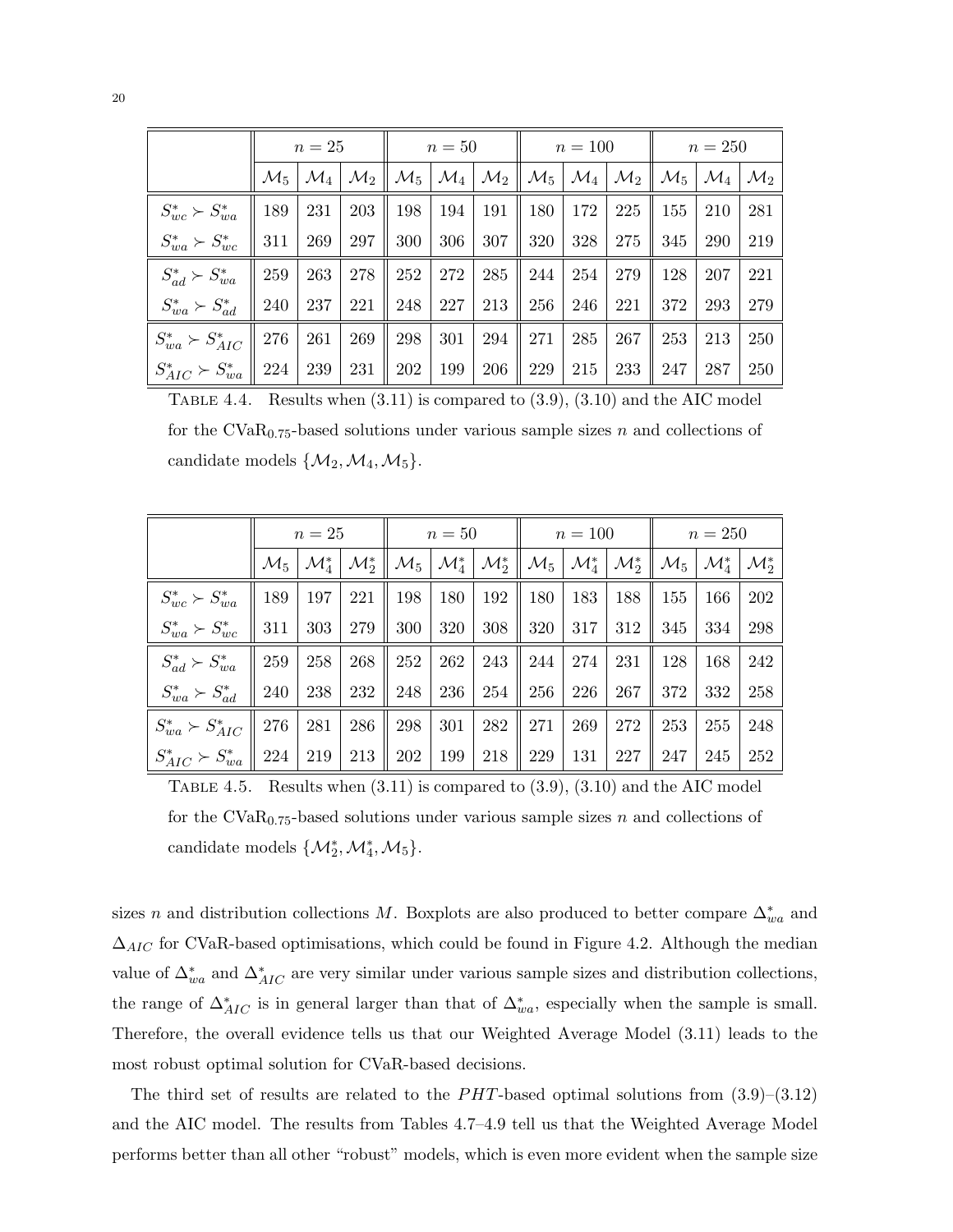| | $n = 25$ | | | $n = 50$ | | | $n = 100$ | | | $n = 250$ | | |
|---|---|---|---|---|---|---|---|---|---|---|---|---|
| | $\mathcal{M}_5$ | $\mathcal{M}_4$ | $\mathcal{M}_2$ | $\mathcal{M}_5$ | $\mathcal{M}_4$ | $\mathcal{M}_2$ | $\mathcal{M}_5$ | $\mathcal{M}_4$ | $\mathcal{M}_2$ | $\mathcal{M}_5$ | $\mathcal{M}_4$ | $\mathcal{M}_2$ |
| $S^*_{wc} \succ S^*_{wa}$ | 189 | 231 | 203 | 198 | 194 | 191 | 180 | 172 | 225 | 155 | 210 | 281 |
| $S^*_{wa} \succ S^*_{wc}$ | 311 | 269 | 297 | 300 | 306 | 307 | 320 | 328 | 275 | 345 | 290 | 219 |
| $S^*_{ad} \succ S^*_{wa}$ | 259 | 263 | 278 | 252 | 272 | 285 | 244 | 254 | 279 | 128 | 207 | 221 |
| $S^*_{wa} \succ S^*_{ad}$ | 240 | 237 | 221 | 248 | 227 | 213 | 256 | 246 | 221 | 372 | 293 | 279 |
| $S^*_{wa} \succ S^*_{AIC}$ | 276 | 261 | 269 | 298 | 301 | 294 | 271 | 285 | 267 | 253 | 213 | 250 |
| $S^*_{AIC} \succ S^*_{wa}$ | 224 | 239 | 231 | 202 | 199 | 206 | 229 | 215 | 233 | 247 | 287 | 250 |

TABLE 4.4. Results when (3.11) is compared to (3.9), (3.10) and the AIC model for the $\text{CVaR}_{0.75}$-based solutions under various sample sizes $n$ and collections of candidate models $\{\mathcal{M}_2, \mathcal{M}_4, \mathcal{M}_5\}$.

| | $n = 25$ | | | $n = 50$ | | | $n = 100$ | | | $n = 250$ | | |
|---|---|---|---|---|---|---|---|---|---|---|---|---|
| | $\mathcal{M}_5$ | $\mathcal{M}^*_4$ | $\mathcal{M}^*_2$ | $\mathcal{M}_5$ | $\mathcal{M}^*_4$ | $\mathcal{M}^*_2$ | $\mathcal{M}_5$ | $\mathcal{M}^*_4$ | $\mathcal{M}^*_2$ | $\mathcal{M}_5$ | $\mathcal{M}^*_4$ | $\mathcal{M}^*_2$ |
| $S^*_{wc} \succ S^*_{wa}$ | 189 | 197 | 221 | 198 | 180 | 192 | 180 | 183 | 188 | 155 | 166 | 202 |
| $S^*_{wa} \succ S^*_{wc}$ | 311 | 303 | 279 | 300 | 320 | 308 | 320 | 317 | 312 | 345 | 334 | 298 |
| $S^*_{ad} \succ S^*_{wa}$ | 259 | 258 | 268 | 252 | 262 | 243 | 244 | 274 | 231 | 128 | 168 | 242 |
| $S^*_{wa} \succ S^*_{ad}$ | 240 | 238 | 232 | 248 | 236 | 254 | 256 | 226 | 267 | 372 | 332 | 258 |
| $S^*_{wa} \succ S^*_{AIC}$ | 276 | 281 | 286 | 298 | 301 | 282 | 271 | 269 | 272 | 253 | 255 | 248 |
| $S^*_{AIC} \succ S^*_{wa}$ | 224 | 219 | 213 | 202 | 199 | 218 | 229 | 131 | 227 | 247 | 245 | 252 |

TABLE 4.5. Results when (3.11) is compared to (3.9), (3.10) and the AIC model for the $\text{CVaR}_{0.75}$-based solutions under various sample sizes $n$ and collections of candidate models $\{\mathcal{M}^*_2, \mathcal{M}^*_4, \mathcal{M}_5\}$.

sizes $n$ and distribution collections $M$. Boxplots are also produced to better compare $\Delta^*_{wa}$ and $\Delta_{AIC}$ for CVaR-based optimisations, which could be found in Figure 4.2. Although the median value of $\Delta^*_{wa}$ and $\Delta^*_{AIC}$ are very similar under various sample sizes and distribution collections, the range of $\Delta^*_{AIC}$ is in general larger than that of $\Delta^*_{wa}$, especially when the sample is small. Therefore, the overall evidence tells us that our Weighted Average Model (3.11) leads to the most robust optimal solution for CVaR-based decisions.

The third set of results are related to the $PHT$-based optimal solutions from (3.9)–(3.12) and the AIC model. The results from Tables 4.7–4.9 tell us that the Weighted Average Model performs better than all other "robust" models, which is even more evident when the sample size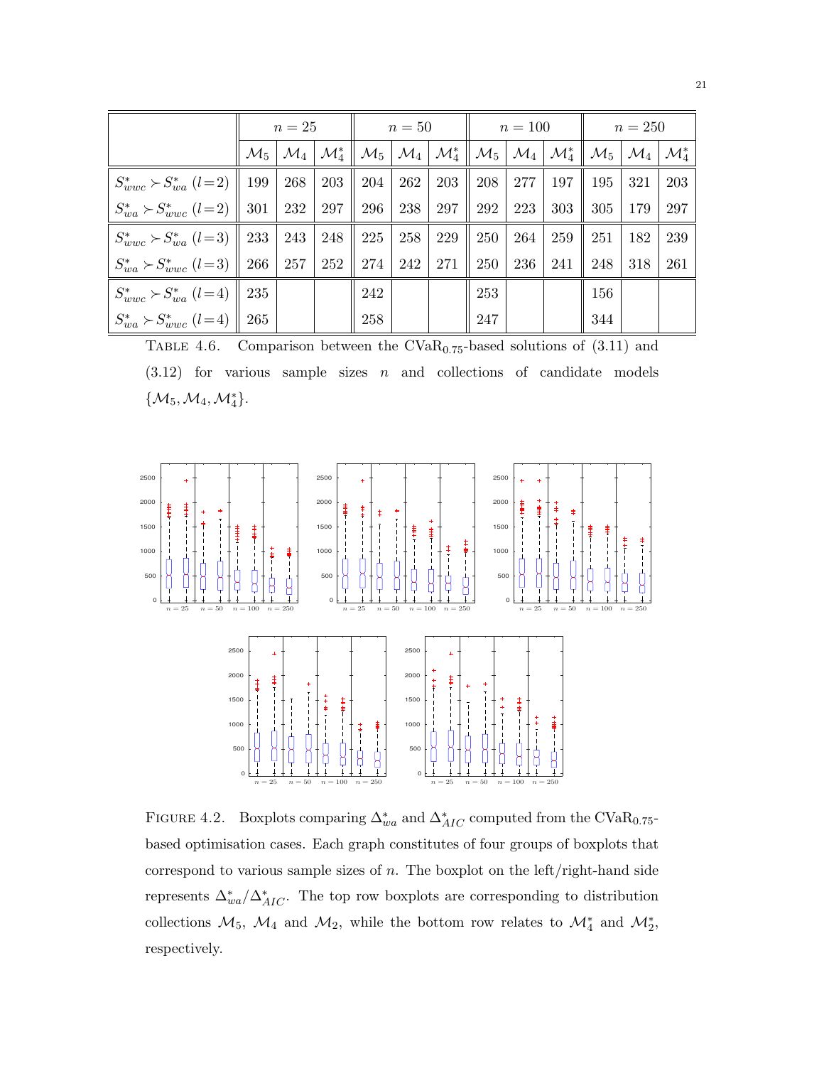| | $n=25$ | | | $n=50$ | | | $n=100$ | | | $n=250$ | | |
|---|---|---|---|---|---|---|---|---|---|---|---|---|
| | $\mathcal{M}_5$ | $\mathcal{M}_4$ | $\mathcal{M}_4^*$ | $\mathcal{M}_5$ | $\mathcal{M}_4$ | $\mathcal{M}_4^*$ | $\mathcal{M}_5$ | $\mathcal{M}_4$ | $\mathcal{M}_4^*$ | $\mathcal{M}_5$ | $\mathcal{M}_4$ | $\mathcal{M}_4^*$ |
| $S^*_{wwc} \succ S^*_{wa}$ $(l\!=\!2)$ | 199 | 268 | 203 | 204 | 262 | 203 | 208 | 277 | 197 | 195 | 321 | 203 |
| $S^*_{wa} \succ S^*_{wwc}$ $(l\!=\!2)$ | 301 | 232 | 297 | 296 | 238 | 297 | 292 | 223 | 303 | 305 | 179 | 297 |
| $S^*_{wwc} \succ S^*_{wa}$ $(l\!=\!3)$ | 233 | 243 | 248 | 225 | 258 | 229 | 250 | 264 | 259 | 251 | 182 | 239 |
| $S^*_{wa} \succ S^*_{wwc}$ $(l\!=\!3)$ | 266 | 257 | 252 | 274 | 242 | 271 | 250 | 236 | 241 | 248 | 318 | 261 |
| $S^*_{wwc} \succ S^*_{wa}$ $(l\!=\!4)$ | 235 | | | 242 | | | 253 | | | 156 | | |
| $S^*_{wa} \succ S^*_{wwc}$ $(l\!=\!4)$ | 265 | | | 258 | | | 247 | | | 344 | | |

TABLE 4.6. Comparison between the $\text{CVaR}_{0.75}$-based solutions of (3.11) and (3.12) for various sample sizes $n$ and collections of candidate models $\{\mathcal{M}_5, \mathcal{M}_4, \mathcal{M}_4^*\}$.

2500
2000
1500
1000
500
0
$n=25$ $n=50$ $n=100$ $n=250$

FIGURE 4.2. Boxplots comparing $\Delta^*_{wa}$ and $\Delta^*_{AIC}$ computed from the $\text{CVaR}_{0.75}$-based optimisation cases. Each graph constitutes of four groups of boxplots that correspond to various sample sizes of $n$. The boxplot on the left/right-hand side represents $\Delta^*_{wa}/\Delta^*_{AIC}$. The top row boxplots are corresponding to distribution collections $\mathcal{M}_5$, $\mathcal{M}_4$ and $\mathcal{M}_2$, while the bottom row relates to $\mathcal{M}_4^*$ and $\mathcal{M}_2^*$, respectively.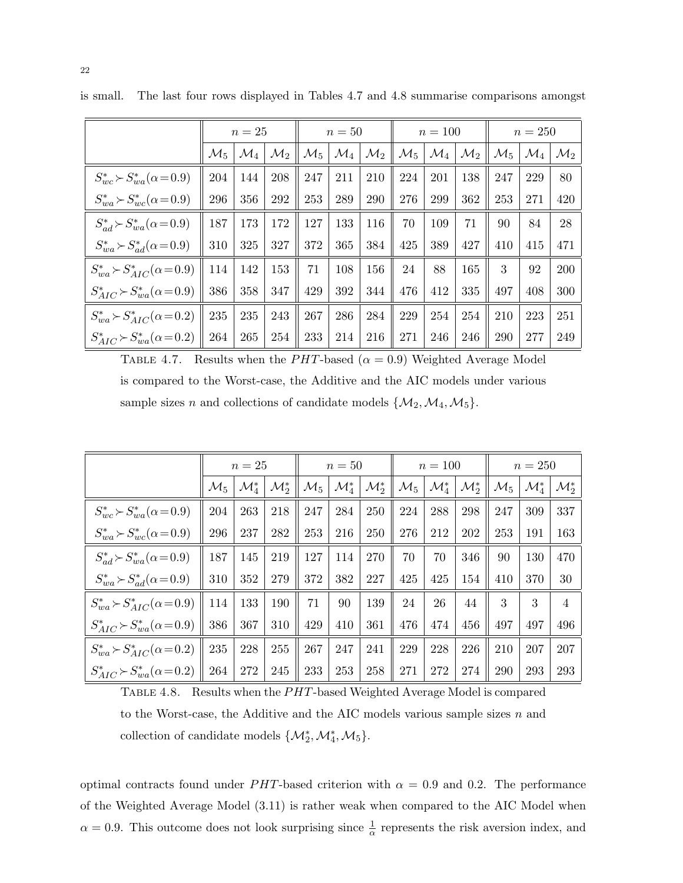is small. The last four rows displayed in Tables 4.7 and 4.8 summarise comparisons amongst

| | $n=25$ | | | $n=50$ | | | $n=100$ | | | $n=250$ | | |
|---|---|---|---|---|---|---|---|---|---|---|---|---|
| | $\mathcal{M}_5$ | $\mathcal{M}_4$ | $\mathcal{M}_2$ | $\mathcal{M}_5$ | $\mathcal{M}_4$ | $\mathcal{M}_2$ | $\mathcal{M}_5$ | $\mathcal{M}_4$ | $\mathcal{M}_2$ | $\mathcal{M}_5$ | $\mathcal{M}_4$ | $\mathcal{M}_2$ |
| $S^*_{wc} \succ S^*_{wa}(\alpha=0.9)$ | 204 | 144 | 208 | 247 | 211 | 210 | 224 | 201 | 138 | 247 | 229 | 80 |
| $S^*_{wa} \succ S^*_{wc}(\alpha=0.9)$ | 296 | 356 | 292 | 253 | 289 | 290 | 276 | 299 | 362 | 253 | 271 | 420 |
| $S^*_{ad} \succ S^*_{wa}(\alpha=0.9)$ | 187 | 173 | 172 | 127 | 133 | 116 | 70 | 109 | 71 | 90 | 84 | 28 |
| $S^*_{wa} \succ S^*_{ad}(\alpha=0.9)$ | 310 | 325 | 327 | 372 | 365 | 384 | 425 | 389 | 427 | 410 | 415 | 471 |
| $S^*_{wa} \succ S^*_{AIC}(\alpha=0.9)$ | 114 | 142 | 153 | 71 | 108 | 156 | 24 | 88 | 165 | 3 | 92 | 200 |
| $S^*_{AIC} \succ S^*_{wa}(\alpha=0.9)$ | 386 | 358 | 347 | 429 | 392 | 344 | 476 | 412 | 335 | 497 | 408 | 300 |
| $S^*_{wa} \succ S^*_{AIC}(\alpha=0.2)$ | 235 | 235 | 243 | 267 | 286 | 284 | 229 | 254 | 254 | 210 | 223 | 251 |
| $S^*_{AIC} \succ S^*_{wa}(\alpha=0.2)$ | 264 | 265 | 254 | 233 | 214 | 216 | 271 | 246 | 246 | 290 | 277 | 249 |

TABLE 4.7. Results when the $PHT$-based ($\alpha = 0.9$) Weighted Average Model is compared to the Worst-case, the Additive and the AIC models under various sample sizes $n$ and collections of candidate models $\{\mathcal{M}_2, \mathcal{M}_4, \mathcal{M}_5\}$.

| | $n=25$ | | | $n=50$ | | | $n=100$ | | | $n=250$ | | |
|---|---|---|---|---|---|---|---|---|---|---|---|---|
| | $\mathcal{M}_5$ | $\mathcal{M}^*_4$ | $\mathcal{M}^*_2$ | $\mathcal{M}_5$ | $\mathcal{M}^*_4$ | $\mathcal{M}^*_2$ | $\mathcal{M}_5$ | $\mathcal{M}^*_4$ | $\mathcal{M}^*_2$ | $\mathcal{M}_5$ | $\mathcal{M}^*_4$ | $\mathcal{M}^*_2$ |
| $S^*_{wc} \succ S^*_{wa}(\alpha=0.9)$ | 204 | 263 | 218 | 247 | 284 | 250 | 224 | 288 | 298 | 247 | 309 | 337 |
| $S^*_{wa} \succ S^*_{wc}(\alpha=0.9)$ | 296 | 237 | 282 | 253 | 216 | 250 | 276 | 212 | 202 | 253 | 191 | 163 |
| $S^*_{ad} \succ S^*_{wa}(\alpha=0.9)$ | 187 | 145 | 219 | 127 | 114 | 270 | 70 | 70 | 346 | 90 | 130 | 470 |
| $S^*_{wa} \succ S^*_{ad}(\alpha=0.9)$ | 310 | 352 | 279 | 372 | 382 | 227 | 425 | 425 | 154 | 410 | 370 | 30 |
| $S^*_{wa} \succ S^*_{AIC}(\alpha=0.9)$ | 114 | 133 | 190 | 71 | 90 | 139 | 24 | 26 | 44 | 3 | 3 | 4 |
| $S^*_{AIC} \succ S^*_{wa}(\alpha=0.9)$ | 386 | 367 | 310 | 429 | 410 | 361 | 476 | 474 | 456 | 497 | 497 | 496 |
| $S^*_{wa} \succ S^*_{AIC}(\alpha=0.2)$ | 235 | 228 | 255 | 267 | 247 | 241 | 229 | 228 | 226 | 210 | 207 | 207 |
| $S^*_{AIC} \succ S^*_{wa}(\alpha=0.2)$ | 264 | 272 | 245 | 233 | 253 | 258 | 271 | 272 | 274 | 290 | 293 | 293 |

TABLE 4.8. Results when the $PHT$-based Weighted Average Model is compared to the Worst-case, the Additive and the AIC models various sample sizes $n$ and collection of candidate models $\{\mathcal{M}^*_2, \mathcal{M}^*_4, \mathcal{M}_5\}$.

optimal contracts found under $PHT$-based criterion with $\alpha = 0.9$ and 0.2. The performance of the Weighted Average Model (3.11) is rather weak when compared to the AIC Model when $\alpha = 0.9$. This outcome does not look surprising since $\frac{1}{\alpha}$ represents the risk aversion index, and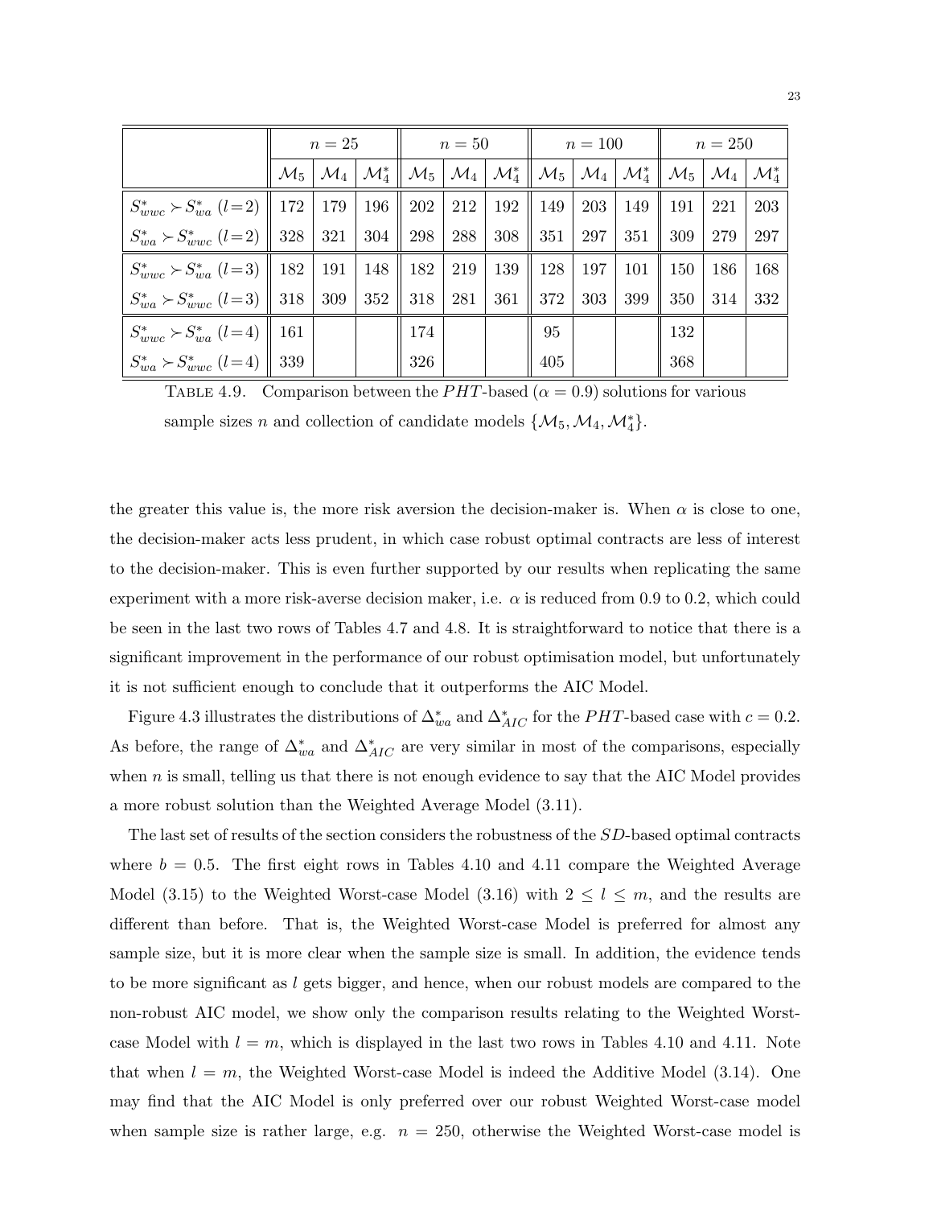| | $n=25$ | | | $n=50$ | | | $n=100$ | | | $n=250$ | | |
|---|---|---|---|---|---|---|---|---|---|---|---|---|
| | $\mathcal{M}_5$ | $\mathcal{M}_4$ | $\mathcal{M}_4^*$ | $\mathcal{M}_5$ | $\mathcal{M}_4$ | $\mathcal{M}_4^*$ | $\mathcal{M}_5$ | $\mathcal{M}_4$ | $\mathcal{M}_4^*$ | $\mathcal{M}_5$ | $\mathcal{M}_4$ | $\mathcal{M}_4^*$ |
| $S^*_{wwc} \succ S^*_{wa}$ $(l=2)$ | 172 | 179 | 196 | 202 | 212 | 192 | 149 | 203 | 149 | 191 | 221 | 203 |
| $S^*_{wa} \succ S^*_{wwc}$ $(l=2)$ | 328 | 321 | 304 | 298 | 288 | 308 | 351 | 297 | 351 | 309 | 279 | 297 |
| $S^*_{wwc} \succ S^*_{wa}$ $(l=3)$ | 182 | 191 | 148 | 182 | 219 | 139 | 128 | 197 | 101 | 150 | 186 | 168 |
| $S^*_{wa} \succ S^*_{wwc}$ $(l=3)$ | 318 | 309 | 352 | 318 | 281 | 361 | 372 | 303 | 399 | 350 | 314 | 332 |
| $S^*_{wwc} \succ S^*_{wa}$ $(l=4)$ | 161 | | | 174 | | | 95 | | | 132 | | |
| $S^*_{wa} \succ S^*_{wwc}$ $(l=4)$ | 339 | | | 326 | | | 405 | | | 368 | | |

TABLE 4.9. Comparison between the $PHT$-based ($\alpha = 0.9$) solutions for various sample sizes $n$ and collection of candidate models $\{\mathcal{M}_5, \mathcal{M}_4, \mathcal{M}_4^*\}$.

the greater this value is, the more risk aversion the decision-maker is. When $\alpha$ is close to one, the decision-maker acts less prudent, in which case robust optimal contracts are less of interest to the decision-maker. This is even further supported by our results when replicating the same experiment with a more risk-averse decision maker, i.e. $\alpha$ is reduced from 0.9 to 0.2, which could be seen in the last two rows of Tables 4.7 and 4.8. It is straightforward to notice that there is a significant improvement in the performance of our robust optimisation model, but unfortunately it is not sufficient enough to conclude that it outperforms the AIC Model.

Figure 4.3 illustrates the distributions of $\Delta^*_{wa}$ and $\Delta^*_{AIC}$ for the $PHT$-based case with $c = 0.2$. As before, the range of $\Delta^*_{wa}$ and $\Delta^*_{AIC}$ are very similar in most of the comparisons, especially when $n$ is small, telling us that there is not enough evidence to say that the AIC Model provides a more robust solution than the Weighted Average Model (3.11).

The last set of results of the section considers the robustness of the $SD$-based optimal contracts where $b = 0.5$. The first eight rows in Tables 4.10 and 4.11 compare the Weighted Average Model (3.15) to the Weighted Worst-case Model (3.16) with $2 \leq l \leq m$, and the results are different than before. That is, the Weighted Worst-case Model is preferred for almost any sample size, but it is more clear when the sample size is small. In addition, the evidence tends to be more significant as $l$ gets bigger, and hence, when our robust models are compared to the non-robust AIC model, we show only the comparison results relating to the Weighted Worst-case Model with $l = m$, which is displayed in the last two rows in Tables 4.10 and 4.11. Note that when $l = m$, the Weighted Worst-case Model is indeed the Additive Model (3.14). One may find that the AIC Model is only preferred over our robust Weighted Worst-case model when sample size is rather large, e.g. $n = 250$, otherwise the Weighted Worst-case model is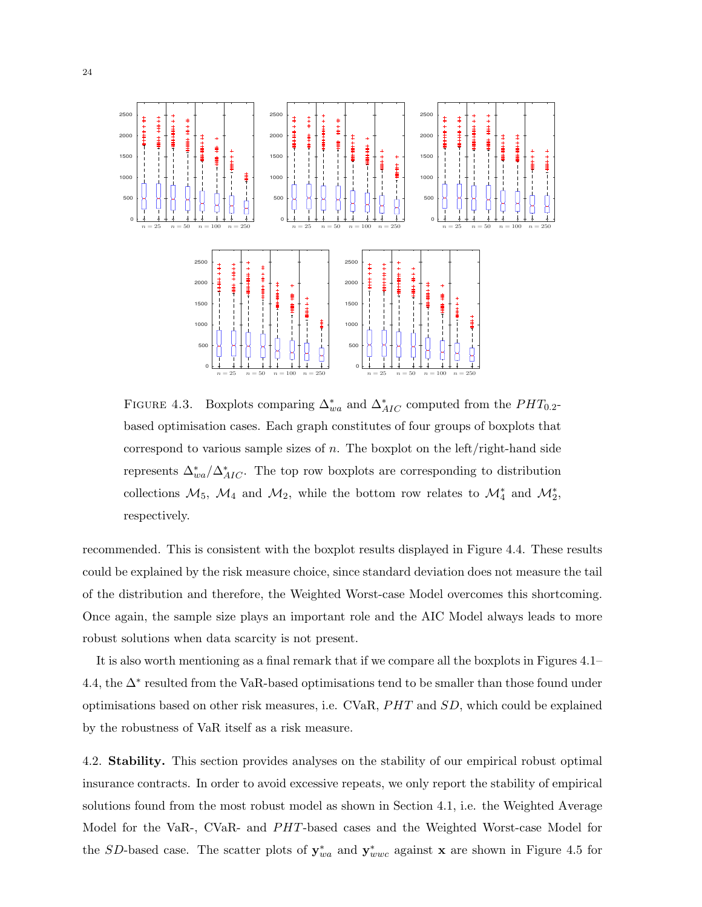2500
2000
1500
1000
500
0
$n = 25$ $n = 50$ $n = 100$ $n = 250$

2500
2000
1500
1000
500
0
$n = 25$ $n = 50$ $n = 100$ $n = 250$

2500
2000
1500
1000
500
0
$n = 25$ $n = 50$ $n = 100$ $n = 250$

2500
2000
1500
1000
500
0
$n = 25$ $n = 50$ $n = 100$ $n = 250$

2500
2000
1500
1000
500
0
$n = 25$ $n = 50$ $n = 100$ $n = 250$

FIGURE 4.3. Boxplots comparing $\Delta^*_{wa}$ and $\Delta^*_{AIC}$ computed from the $PHT_{0.2}$-based optimisation cases. Each graph constitutes of four groups of boxplots that correspond to various sample sizes of $n$. The boxplot on the left/right-hand side represents $\Delta^*_{wa}/\Delta^*_{AIC}$. The top row boxplots are corresponding to distribution collections $\mathcal{M}_5$, $\mathcal{M}_4$ and $\mathcal{M}_2$, while the bottom row relates to $\mathcal{M}^*_4$ and $\mathcal{M}^*_2$, respectively.

recommended. This is consistent with the boxplot results displayed in Figure 4.4. These results could be explained by the risk measure choice, since standard deviation does not measure the tail of the distribution and therefore, the Weighted Worst-case Model overcomes this shortcoming. Once again, the sample size plays an important role and the AIC Model always leads to more robust solutions when data scarcity is not present.

It is also worth mentioning as a final remark that if we compare all the boxplots in Figures 4.1–4.4, the $\Delta^*$ resulted from the VaR-based optimisations tend to be smaller than those found under optimisations based on other risk measures, i.e. CVaR, $PHT$ and $SD$, which could be explained by the robustness of VaR itself as a risk measure.

4.2. **Stability.** This section provides analyses on the stability of our empirical robust optimal insurance contracts. In order to avoid excessive repeats, we only report the stability of empirical solutions found from the most robust model as shown in Section 4.1, i.e. the Weighted Average Model for the VaR-, CVaR- and $PHT$-based cases and the Weighted Worst-case Model for the $SD$-based case. The scatter plots of $\mathbf{y}^*_{wa}$ and $\mathbf{y}^*_{wwc}$ against $\mathbf{x}$ are shown in Figure 4.5 for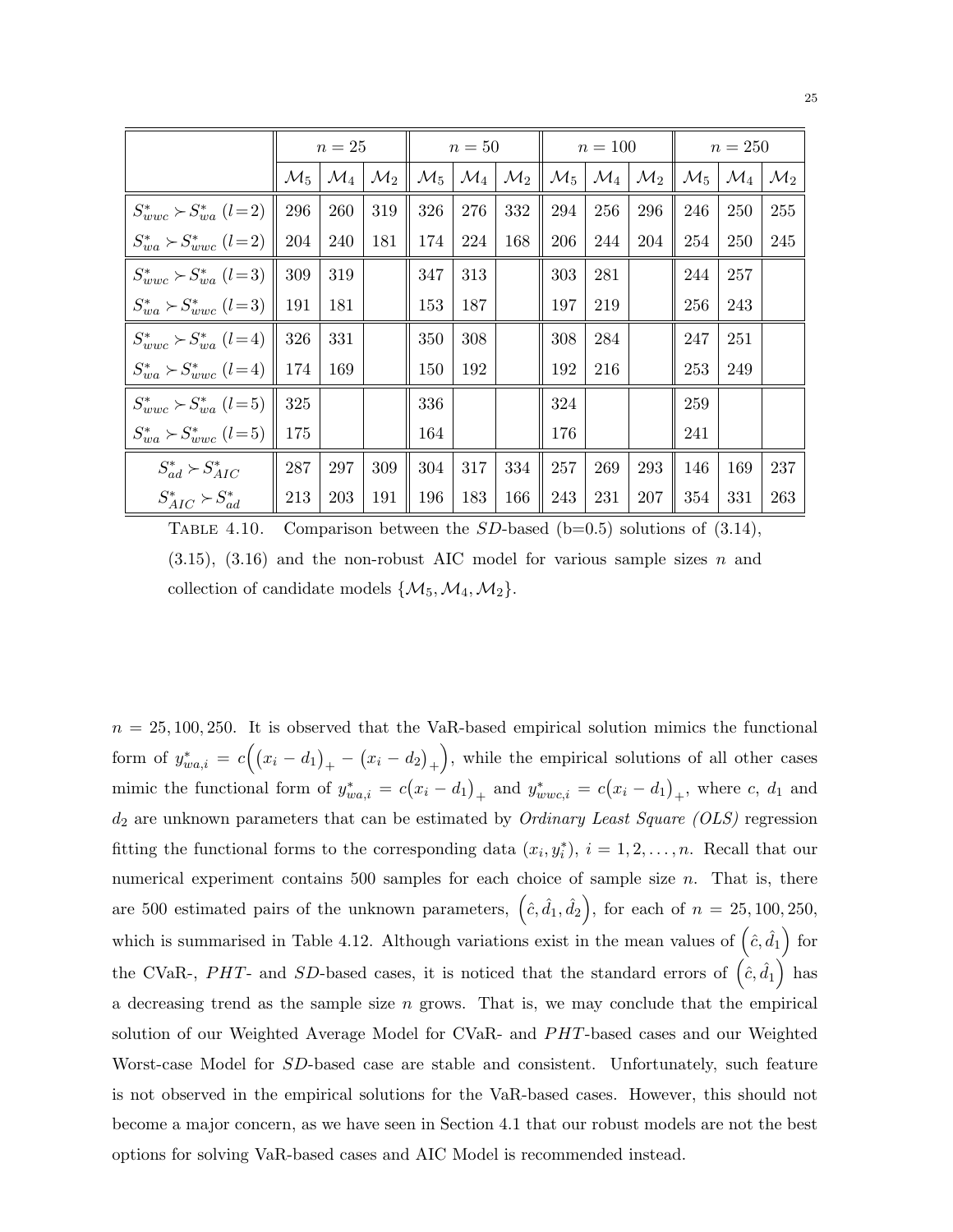| | $n=25$ | | | $n=50$ | | | $n=100$ | | | $n=250$ | | |
|---|---|---|---|---|---|---|---|---|---|---|---|---|
| | $\mathcal{M}_5$ | $\mathcal{M}_4$ | $\mathcal{M}_2$ | $\mathcal{M}_5$ | $\mathcal{M}_4$ | $\mathcal{M}_2$ | $\mathcal{M}_5$ | $\mathcal{M}_4$ | $\mathcal{M}_2$ | $\mathcal{M}_5$ | $\mathcal{M}_4$ | $\mathcal{M}_2$ |
| $S^*_{wwc} \succ S^*_{wa}$ $(l=2)$ | 296 | 260 | 319 | 326 | 276 | 332 | 294 | 256 | 296 | 246 | 250 | 255 |
| $S^*_{wa} \succ S^*_{wwc}$ $(l=2)$ | 204 | 240 | 181 | 174 | 224 | 168 | 206 | 244 | 204 | 254 | 250 | 245 |
| $S^*_{wwc} \succ S^*_{wa}$ $(l=3)$ | 309 | 319 | | 347 | 313 | | 303 | 281 | | 244 | 257 | |
| $S^*_{wa} \succ S^*_{wwc}$ $(l=3)$ | 191 | 181 | | 153 | 187 | | 197 | 219 | | 256 | 243 | |
| $S^*_{wwc} \succ S^*_{wa}$ $(l=4)$ | 326 | 331 | | 350 | 308 | | 308 | 284 | | 247 | 251 | |
| $S^*_{wa} \succ S^*_{wwc}$ $(l=4)$ | 174 | 169 | | 150 | 192 | | 192 | 216 | | 253 | 249 | |
| $S^*_{wwc} \succ S^*_{wa}$ $(l=5)$ | 325 | | | 336 | | | 324 | | | 259 | | |
| $S^*_{wa} \succ S^*_{wwc}$ $(l=5)$ | 175 | | | 164 | | | 176 | | | 241 | | |
| $S^*_{ad} \succ S^*_{AIC}$ | 287 | 297 | 309 | 304 | 317 | 334 | 257 | 269 | 293 | 146 | 169 | 237 |
| $S^*_{AIC} \succ S^*_{ad}$ | 213 | 203 | 191 | 196 | 183 | 166 | 243 | 231 | 207 | 354 | 331 | 263 |

TABLE 4.10. Comparison between the $SD$-based (b=0.5) solutions of (3.14), (3.15), (3.16) and the non-robust AIC model for various sample sizes $n$ and collection of candidate models $\{\mathcal{M}_5, \mathcal{M}_4, \mathcal{M}_2\}$.

$n = 25, 100, 250$. It is observed that the VaR-based empirical solution mimics the functional form of $y^*_{wa,i} = c\Big(\big(x_i - d_1\big)_+ - \big(x_i - d_2\big)_+\Big)$, while the empirical solutions of all other cases mimic the functional form of $y^*_{wa,i} = c\big(x_i - d_1\big)_+$ and $y^*_{wwc,i} = c\big(x_i - d_1\big)_+$, where $c$, $d_1$ and $d_2$ are unknown parameters that can be estimated by *Ordinary Least Square (OLS)* regression fitting the functional forms to the corresponding data $(x_i, y^*_i)$, $i = 1, 2, \ldots, n$. Recall that our numerical experiment contains 500 samples for each choice of sample size $n$. That is, there are 500 estimated pairs of the unknown parameters, $\Big(\hat{c}, \hat{d}_1, \hat{d}_2\Big)$, for each of $n = 25, 100, 250$, which is summarised in Table 4.12. Although variations exist in the mean values of $\Big(\hat{c}, \hat{d}_1\Big)$ for the CVaR-, $PHT$- and $SD$-based cases, it is noticed that the standard errors of $\Big(\hat{c}, \hat{d}_1\Big)$ has a decreasing trend as the sample size $n$ grows. That is, we may conclude that the empirical solution of our Weighted Average Model for CVaR- and $PHT$-based cases and our Weighted Worst-case Model for $SD$-based case are stable and consistent. Unfortunately, such feature is not observed in the empirical solutions for the VaR-based cases. However, this should not become a major concern, as we have seen in Section 4.1 that our robust models are not the best options for solving VaR-based cases and AIC Model is recommended instead.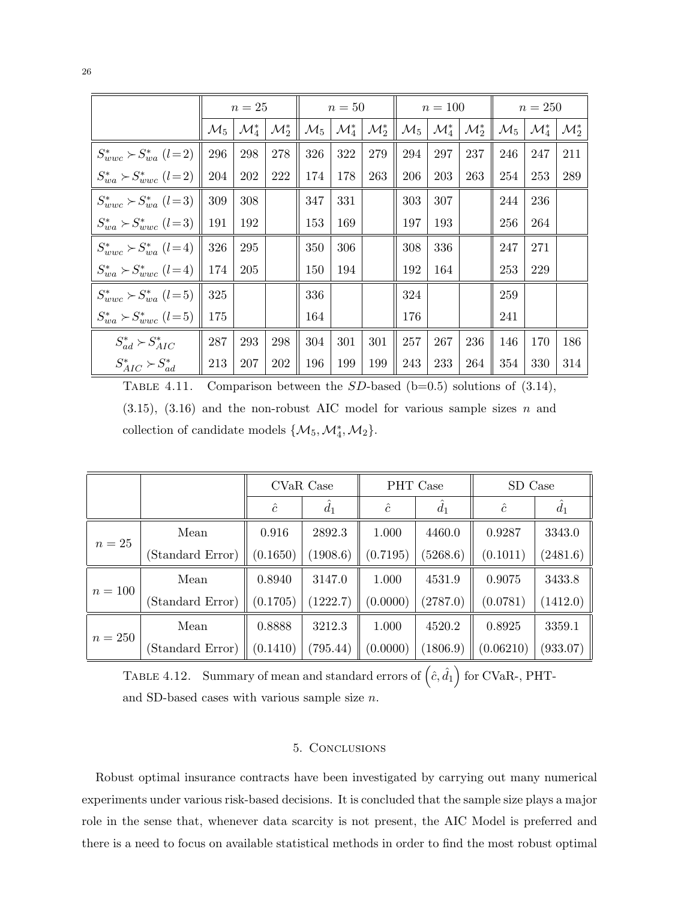|  | $n=25$ | | | $n=50$ | | | $n=100$ | | | $n=250$ | | |
|---|---|---|---|---|---|---|---|---|---|---|---|---|
|  | $\mathcal{M}_5$ | $\mathcal{M}_4^*$ | $\mathcal{M}_2^*$ | $\mathcal{M}_5$ | $\mathcal{M}_4^*$ | $\mathcal{M}_2^*$ | $\mathcal{M}_5$ | $\mathcal{M}_4^*$ | $\mathcal{M}_2^*$ | $\mathcal{M}_5$ | $\mathcal{M}_4^*$ | $\mathcal{M}_2^*$ |
| $S^*_{wwc} \succ S^*_{wa}$ $(l=2)$ | 296 | 298 | 278 | 326 | 322 | 279 | 294 | 297 | 237 | 246 | 247 | 211 |
| $S^*_{wa} \succ S^*_{wwc}$ $(l=2)$ | 204 | 202 | 222 | 174 | 178 | 263 | 206 | 203 | 263 | 254 | 253 | 289 |
| $S^*_{wwc} \succ S^*_{wa}$ $(l=3)$ | 309 | 308 |  | 347 | 331 |  | 303 | 307 |  | 244 | 236 |  |
| $S^*_{wa} \succ S^*_{wwc}$ $(l=3)$ | 191 | 192 |  | 153 | 169 |  | 197 | 193 |  | 256 | 264 |  |
| $S^*_{wwc} \succ S^*_{wa}$ $(l=4)$ | 326 | 295 |  | 350 | 306 |  | 308 | 336 |  | 247 | 271 |  |
| $S^*_{wa} \succ S^*_{wwc}$ $(l=4)$ | 174 | 205 |  | 150 | 194 |  | 192 | 164 |  | 253 | 229 |  |
| $S^*_{wwc} \succ S^*_{wa}$ $(l=5)$ | 325 |  |  | 336 |  |  | 324 |  |  | 259 |  |  |
| $S^*_{wa} \succ S^*_{wwc}$ $(l=5)$ | 175 |  |  | 164 |  |  | 176 |  |  | 241 |  |  |
| $S^*_{ad} \succ S^*_{AIC}$ | 287 | 293 | 298 | 304 | 301 | 301 | 257 | 267 | 236 | 146 | 170 | 186 |
| $S^*_{AIC} \succ S^*_{ad}$ | 213 | 207 | 202 | 196 | 199 | 199 | 243 | 233 | 264 | 354 | 330 | 314 |

TABLE 4.11. Comparison between the $SD$-based (b=0.5) solutions of (3.14), (3.15), (3.16) and the non-robust AIC model for various sample sizes $n$ and collection of candidate models $\{\mathcal{M}_5, \mathcal{M}_4^*, \mathcal{M}_2\}$.

|  |  | CVaR Case | | PHT Case | | SD Case | |
|---|---|---|---|---|---|---|---|
|  |  | $\hat{c}$ | $\hat{d}_1$ | $\hat{c}$ | $\hat{d}_1$ | $\hat{c}$ | $\hat{d}_1$ |
| $n=25$ | Mean | 0.916 | 2892.3 | 1.000 | 4460.0 | 0.9287 | 3343.0 |
|  | (Standard Error) | (0.1650) | (1908.6) | (0.7195) | (5268.6) | (0.1011) | (2481.6) |
| $n=100$ | Mean | 0.8940 | 3147.0 | 1.000 | 4531.9 | 0.9075 | 3433.8 |
|  | (Standard Error) | (0.1705) | (1222.7) | (0.0000) | (2787.0) | (0.0781) | (1412.0) |
| $n=250$ | Mean | 0.8888 | 3212.3 | 1.000 | 4520.2 | 0.8925 | 3359.1 |
|  | (Standard Error) | (0.1410) | (795.44) | (0.0000) | (1806.9) | (0.06210) | (933.07) |

TABLE 4.12. Summary of mean and standard errors of $\left(\hat{c}, \hat{d}_1\right)$ for CVaR-, PHT- and SD-based cases with various sample size $n$.

## 5. Conclusions

Robust optimal insurance contracts have been investigated by carrying out many numerical experiments under various risk-based decisions. It is concluded that the sample size plays a major role in the sense that, whenever data scarcity is not present, the AIC Model is preferred and there is a need to focus on available statistical methods in order to find the most robust optimal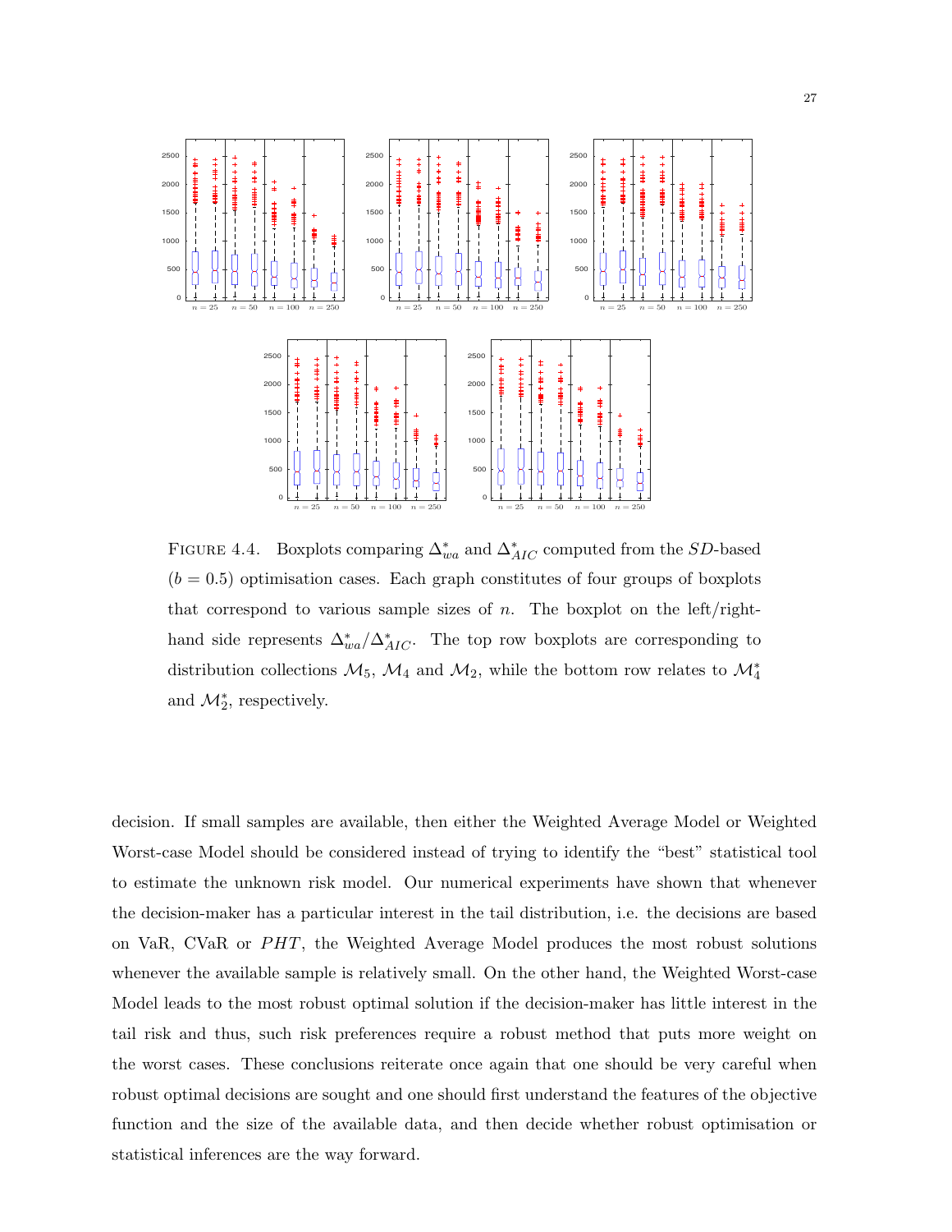2500
2000
1500
1000
500
0
$n=25$ $n=50$ $n=100$ $n=250$

2500
2000
1500
1000
500
0
$n=25$ $n=50$ $n=100$ $n=250$

2500
2000
1500
1000
500
0
$n=25$ $n=50$ $n=100$ $n=250$

2500
2000
1500
1000
500
0
$n=25$ $n=50$ $n=100$ $n=250$

2500
2000
1500
1000
500
0
$n=25$ $n=50$ $n=100$ $n=250$

FIGURE 4.4. Boxplots comparing $\Delta^*_{wa}$ and $\Delta^*_{AIC}$ computed from the $SD$-based ($b = 0.5$) optimisation cases. Each graph constitutes of four groups of boxplots that correspond to various sample sizes of $n$. The boxplot on the left/right-hand side represents $\Delta^*_{wa}/\Delta^*_{AIC}$. The top row boxplots are corresponding to distribution collections $\mathcal{M}_5$, $\mathcal{M}_4$ and $\mathcal{M}_2$, while the bottom row relates to $\mathcal{M}^*_4$ and $\mathcal{M}^*_2$, respectively.

decision. If small samples are available, then either the Weighted Average Model or Weighted Worst-case Model should be considered instead of trying to identify the "best" statistical tool to estimate the unknown risk model. Our numerical experiments have shown that whenever the decision-maker has a particular interest in the tail distribution, i.e. the decisions are based on VaR, CVaR or $PHT$, the Weighted Average Model produces the most robust solutions whenever the available sample is relatively small. On the other hand, the Weighted Worst-case Model leads to the most robust optimal solution if the decision-maker has little interest in the tail risk and thus, such risk preferences require a robust method that puts more weight on the worst cases. These conclusions reiterate once again that one should be very careful when robust optimal decisions are sought and one should first understand the features of the objective function and the size of the available data, and then decide whether robust optimisation or statistical inferences are the way forward.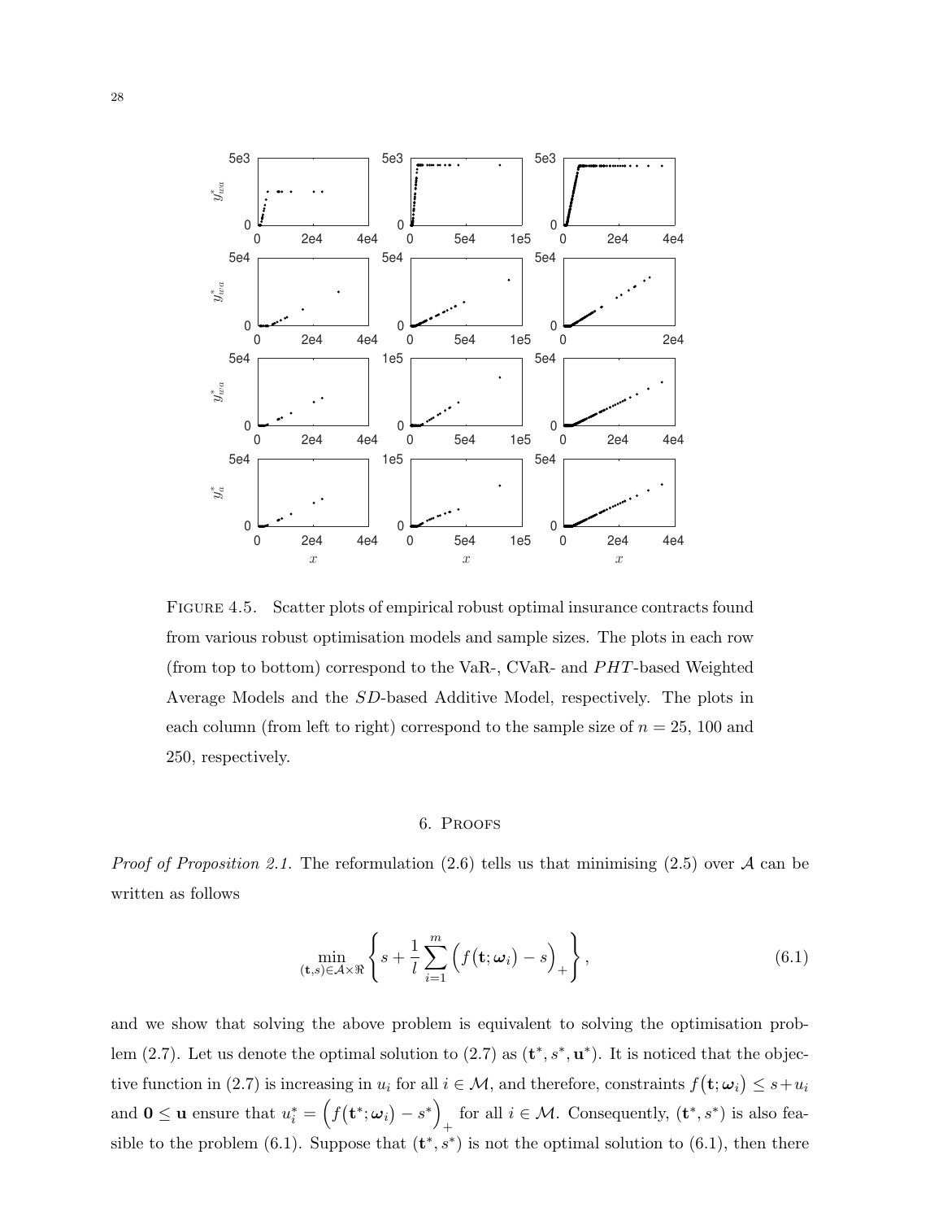5e3
$y^*_{wa}$
0
0 2e4 4e4

5e3
0
0 5e4 1e5

5e3
0
0 2e4 4e4

5e4
$y^*_{wa}$
0
0 2e4 4e4

5e4
0
0 5e4 1e5

5e4
0
0 2e4

5e4
$y^*_{wa}$
0
0 2e4 4e4

1e5
0
0 5e4 1e5

5e4
0
0 2e4 4e4

5e4
$y^*_{a}$
0
0 2e4 4e4
$x$

1e5
0
0 5e4 1e5
$x$

5e4
0
0 2e4 4e4
$x$

FIGURE 4.5. Scatter plots of empirical robust optimal insurance contracts found from various robust optimisation models and sample sizes. The plots in each row (from top to bottom) correspond to the VaR-, CVaR- and $PHT$-based Weighted Average Models and the $SD$-based Additive Model, respectively. The plots in each column (from left to right) correspond to the sample size of $n = 25$, 100 and 250, respectively.

## 6. Proofs

*Proof of Proposition 2.1.* The reformulation (2.6) tells us that minimising (2.5) over $\mathcal{A}$ can be written as follows

$$\min_{(\mathbf{t},s)\in\mathcal{A}\times\Re} \left\{ s + \frac{1}{l}\sum_{i=1}^{m}\Big(f\big(\mathbf{t};\boldsymbol{\omega}_i\big) - s\Big)_+ \right\}, \tag{6.1}$$

and we show that solving the above problem is equivalent to solving the optimisation problem (2.7). Let us denote the optimal solution to (2.7) as $(\mathbf{t}^*, s^*, \mathbf{u}^*)$. It is noticed that the objective function in (2.7) is increasing in $u_i$ for all $i \in \mathcal{M}$, and therefore, constraints $f\big(\mathbf{t};\boldsymbol{\omega}_i\big) \leq s + u_i$ and $\mathbf{0} \leq \mathbf{u}$ ensure that $u_i^* = \Big(f\big(\mathbf{t}^*;\boldsymbol{\omega}_i\big) - s^*\Big)_+$ for all $i \in \mathcal{M}$. Consequently, $(\mathbf{t}^*, s^*)$ is also feasible to the problem (6.1). Suppose that $(\mathbf{t}^*, s^*)$ is not the optimal solution to (6.1), then there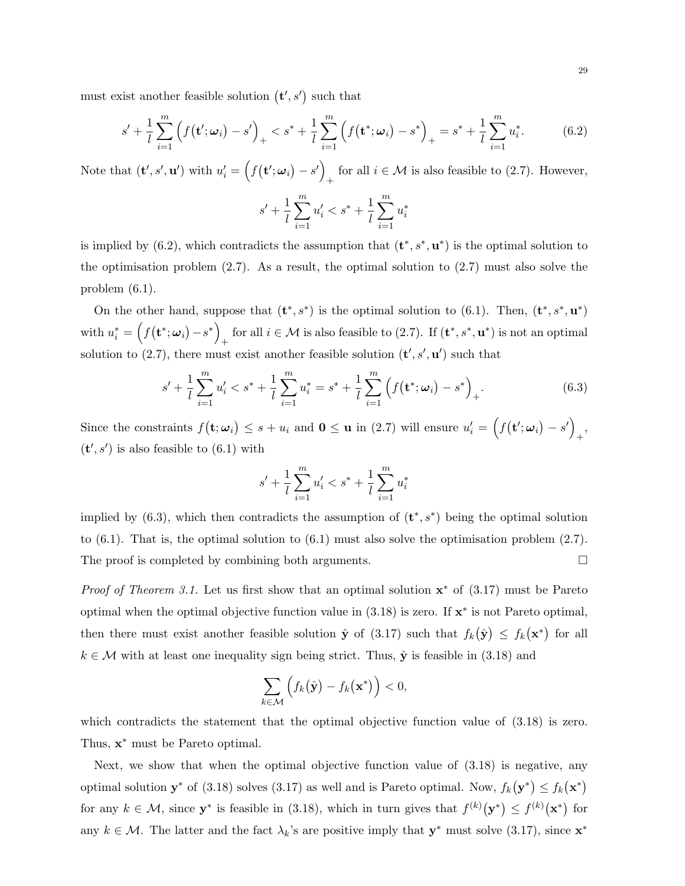must exist another feasible solution $(\mathbf{t}', s')$ such that

$$s' + \frac{1}{l}\sum_{i=1}^{m}\Big(f\big(\mathbf{t}';\boldsymbol{\omega}_i\big) - s'\Big)_+ < s^* + \frac{1}{l}\sum_{i=1}^{m}\Big(f\big(\mathbf{t}^*;\boldsymbol{\omega}_i\big) - s^*\Big)_+ = s^* + \frac{1}{l}\sum_{i=1}^{m} u_i^*. \tag{6.2}$$

Note that $(\mathbf{t}', s', \mathbf{u}')$ with $u_i' = \Big(f\big(\mathbf{t}';\boldsymbol{\omega}_i\big) - s'\Big)_+$ for all $i \in \mathcal{M}$ is also feasible to (2.7). However,

$$s' + \frac{1}{l}\sum_{i=1}^{m} u_i' < s^* + \frac{1}{l}\sum_{i=1}^{m} u_i^*$$

is implied by (6.2), which contradicts the assumption that $(\mathbf{t}^*, s^*, \mathbf{u}^*)$ is the optimal solution to the optimisation problem (2.7). As a result, the optimal solution to (2.7) must also solve the problem (6.1).

On the other hand, suppose that $(\mathbf{t}^*, s^*)$ is the optimal solution to (6.1). Then, $(\mathbf{t}^*, s^*, \mathbf{u}^*)$ with $u_i^* = \Big(f\big(\mathbf{t}^*;\boldsymbol{\omega}_i\big) - s^*\Big)_+$ for all $i \in \mathcal{M}$ is also feasible to (2.7). If $(\mathbf{t}^*, s^*, \mathbf{u}^*)$ is not an optimal solution to (2.7), there must exist another feasible solution $(\mathbf{t}', s', \mathbf{u}')$ such that

$$s' + \frac{1}{l}\sum_{i=1}^{m} u_i' < s^* + \frac{1}{l}\sum_{i=1}^{m} u_i^* = s^* + \frac{1}{l}\sum_{i=1}^{m}\Big(f\big(\mathbf{t}^*;\boldsymbol{\omega}_i\big) - s^*\Big)_+. \tag{6.3}$$

Since the constraints $f\big(\mathbf{t};\boldsymbol{\omega}_i\big) \le s + u_i$ and $\mathbf{0} \le \mathbf{u}$ in (2.7) will ensure $u_i' = \Big(f\big(\mathbf{t}';\boldsymbol{\omega}_i\big) - s'\Big)_+$, $(\mathbf{t}', s')$ is also feasible to (6.1) with

$$s' + \frac{1}{l}\sum_{i=1}^{m} u_i' < s^* + \frac{1}{l}\sum_{i=1}^{m} u_i^*$$

implied by (6.3), which then contradicts the assumption of $(\mathbf{t}^*, s^*)$ being the optimal solution to (6.1). That is, the optimal solution to (6.1) must also solve the optimisation problem (2.7). The proof is completed by combining both arguments. □

*Proof of Theorem 3.1.* Let us first show that an optimal solution $\mathbf{x}^*$ of (3.17) must be Pareto optimal when the optimal objective function value in (3.18) is zero. If $\mathbf{x}^*$ is not Pareto optimal, then there must exist another feasible solution $\hat{\mathbf{y}}$ of (3.17) such that $f_k\big(\hat{\mathbf{y}}\big) \le f_k\big(\mathbf{x}^*\big)$ for all $k \in \mathcal{M}$ with at least one inequality sign being strict. Thus, $\hat{\mathbf{y}}$ is feasible in (3.18) and

$$\sum_{k\in\mathcal{M}}\Big(f_k\big(\hat{\mathbf{y}}\big) - f_k\big(\mathbf{x}^*\big)\Big) < 0,$$

which contradicts the statement that the optimal objective function value of (3.18) is zero. Thus, $\mathbf{x}^*$ must be Pareto optimal.

Next, we show that when the optimal objective function value of (3.18) is negative, any optimal solution $\mathbf{y}^*$ of (3.18) solves (3.17) as well and is Pareto optimal. Now, $f_k\big(\mathbf{y}^*\big) \le f_k\big(\mathbf{x}^*\big)$ for any $k \in \mathcal{M}$, since $\mathbf{y}^*$ is feasible in (3.18), which in turn gives that $f^{(k)}\big(\mathbf{y}^*\big) \le f^{(k)}\big(\mathbf{x}^*\big)$ for any $k \in \mathcal{M}$. The latter and the fact $\lambda_k$'s are positive imply that $\mathbf{y}^*$ must solve (3.17), since $\mathbf{x}^*$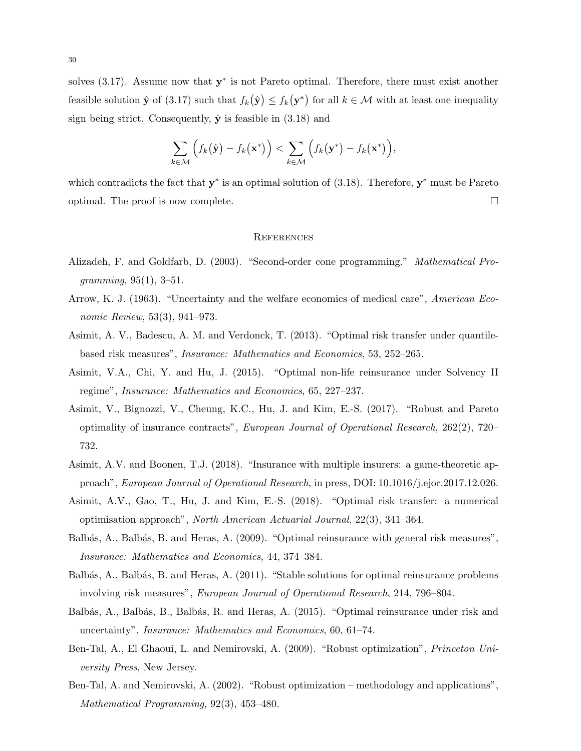solves (3.17). Assume now that $\mathbf{y}^*$ is not Pareto optimal. Therefore, there must exist another feasible solution $\hat{\mathbf{y}}$ of (3.17) such that $f_k(\hat{\mathbf{y}}) \leq f_k(\mathbf{y}^*)$ for all $k \in \mathcal{M}$ with at least one inequality sign being strict. Consequently, $\hat{\mathbf{y}}$ is feasible in (3.18) and

$$\sum_{k \in \mathcal{M}} \Big( f_k(\hat{\mathbf{y}}) - f_k(\mathbf{x}^*) \Big) < \sum_{k \in \mathcal{M}} \Big( f_k(\mathbf{y}^*) - f_k(\mathbf{x}^*) \Big),$$

which contradicts the fact that $\mathbf{y}^*$ is an optimal solution of (3.18). Therefore, $\mathbf{y}^*$ must be Pareto optimal. The proof is now complete. □

## References

Alizadeh, F. and Goldfarb, D. (2003). "Second-order cone programming." *Mathematical Programming*, 95(1), 3–51.

Arrow, K. J. (1963). "Uncertainty and the welfare economics of medical care", *American Economic Review*, 53(3), 941–973.

Asimit, A. V., Badescu, A. M. and Verdonck, T. (2013). "Optimal risk transfer under quantile-based risk measures", *Insurance: Mathematics and Economics*, 53, 252–265.

Asimit, V.A., Chi, Y. and Hu, J. (2015). "Optimal non-life reinsurance under Solvency II regime", *Insurance: Mathematics and Economics*, 65, 227–237.

Asimit, V., Bignozzi, V., Cheung, K.C., Hu, J. and Kim, E.-S. (2017). "Robust and Pareto optimality of insurance contracts", *European Journal of Operational Research*, 262(2), 720–732.

Asimit, A.V. and Boonen, T.J. (2018). "Insurance with multiple insurers: a game-theoretic approach", *European Journal of Operational Research*, in press, DOI: 10.1016/j.ejor.2017.12.026.

Asimit, A.V., Gao, T., Hu, J. and Kim, E.-S. (2018). "Optimal risk transfer: a numerical optimisation approach", *North American Actuarial Journal*, 22(3), 341–364.

Balbás, A., Balbás, B. and Heras, A. (2009). "Optimal reinsurance with general risk measures", *Insurance: Mathematics and Economics*, 44, 374–384.

Balbás, A., Balbás, B. and Heras, A. (2011). "Stable solutions for optimal reinsurance problems involving risk measures", *European Journal of Operational Research*, 214, 796–804.

Balbás, A., Balbás, B., Balbás, R. and Heras, A. (2015). "Optimal reinsurance under risk and uncertainty", *Insurance: Mathematics and Economics*, 60, 61–74.

Ben-Tal, A., El Ghaoui, L. and Nemirovski, A. (2009). "Robust optimization", *Princeton University Press*, New Jersey.

Ben-Tal, A. and Nemirovski, A. (2002). "Robust optimization – methodology and applications", *Mathematical Programming*, 92(3), 453–480.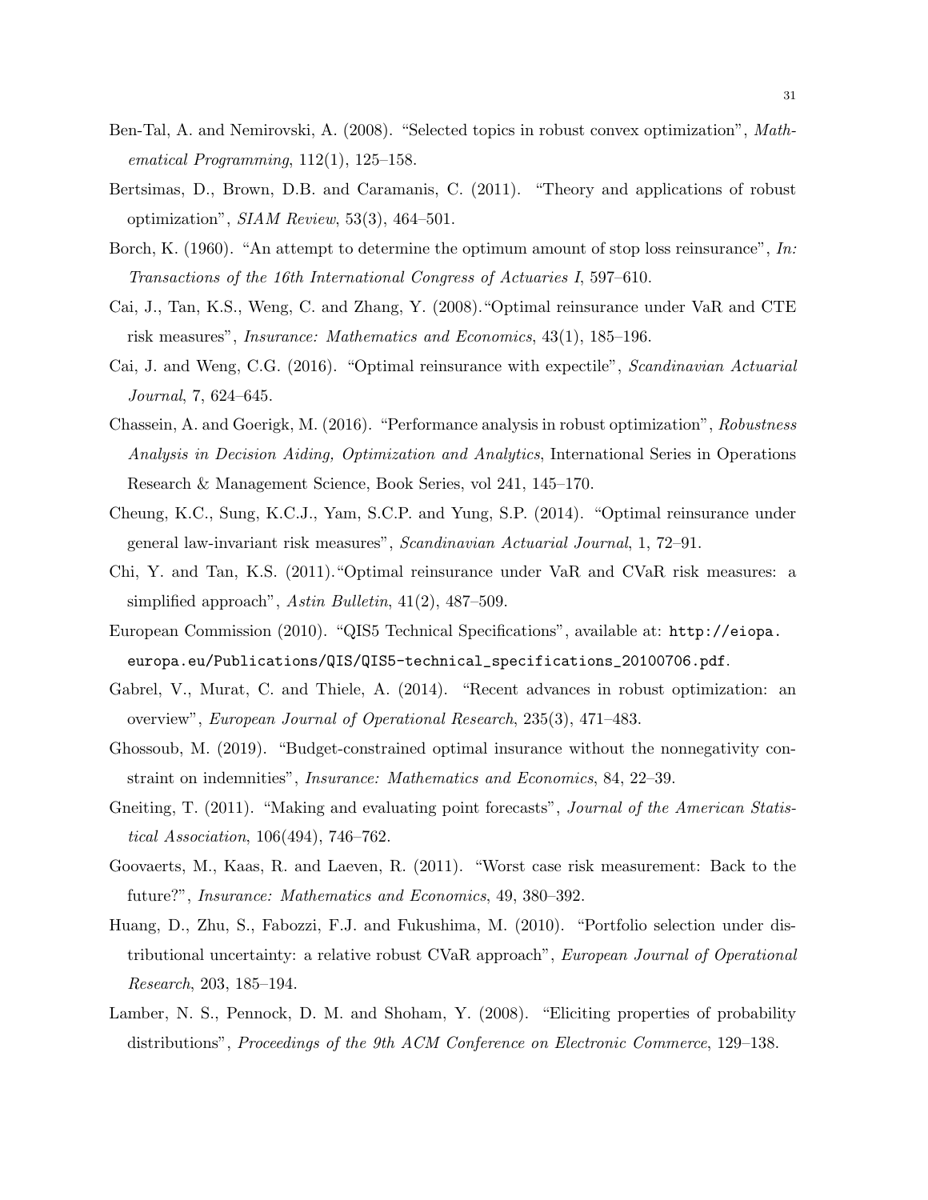Ben-Tal, A. and Nemirovski, A. (2008). "Selected topics in robust convex optimization", *Mathematical Programming*, 112(1), 125–158.

Bertsimas, D., Brown, D.B. and Caramanis, C. (2011). "Theory and applications of robust optimization", *SIAM Review*, 53(3), 464–501.

Borch, K. (1960). "An attempt to determine the optimum amount of stop loss reinsurance", *In: Transactions of the 16th International Congress of Actuaries I*, 597–610.

Cai, J., Tan, K.S., Weng, C. and Zhang, Y. (2008)."Optimal reinsurance under VaR and CTE risk measures", *Insurance: Mathematics and Economics*, 43(1), 185–196.

Cai, J. and Weng, C.G. (2016). "Optimal reinsurance with expectile", *Scandinavian Actuarial Journal*, 7, 624–645.

Chassein, A. and Goerigk, M. (2016). "Performance analysis in robust optimization", *Robustness Analysis in Decision Aiding, Optimization and Analytics*, International Series in Operations Research & Management Science, Book Series, vol 241, 145–170.

Cheung, K.C., Sung, K.C.J., Yam, S.C.P. and Yung, S.P. (2014). "Optimal reinsurance under general law-invariant risk measures", *Scandinavian Actuarial Journal*, 1, 72–91.

Chi, Y. and Tan, K.S. (2011)."Optimal reinsurance under VaR and CVaR risk measures: a simplified approach", *Astin Bulletin*, 41(2), 487–509.

European Commission (2010). "QIS5 Technical Specifications", available at: `http://eiopa.europa.eu/Publications/QIS/QIS5-technical_specifications_20100706.pdf`.

Gabrel, V., Murat, C. and Thiele, A. (2014). "Recent advances in robust optimization: an overview", *European Journal of Operational Research*, 235(3), 471–483.

Ghossoub, M. (2019). "Budget-constrained optimal insurance without the nonnegativity constraint on indemnities", *Insurance: Mathematics and Economics*, 84, 22–39.

Gneiting, T. (2011). "Making and evaluating point forecasts", *Journal of the American Statistical Association*, 106(494), 746–762.

Goovaerts, M., Kaas, R. and Laeven, R. (2011). "Worst case risk measurement: Back to the future?", *Insurance: Mathematics and Economics*, 49, 380–392.

Huang, D., Zhu, S., Fabozzi, F.J. and Fukushima, M. (2010). "Portfolio selection under distributional uncertainty: a relative robust CVaR approach", *European Journal of Operational Research*, 203, 185–194.

Lamber, N. S., Pennock, D. M. and Shoham, Y. (2008). "Eliciting properties of probability distributions", *Proceedings of the 9th ACM Conference on Electronic Commerce*, 129–138.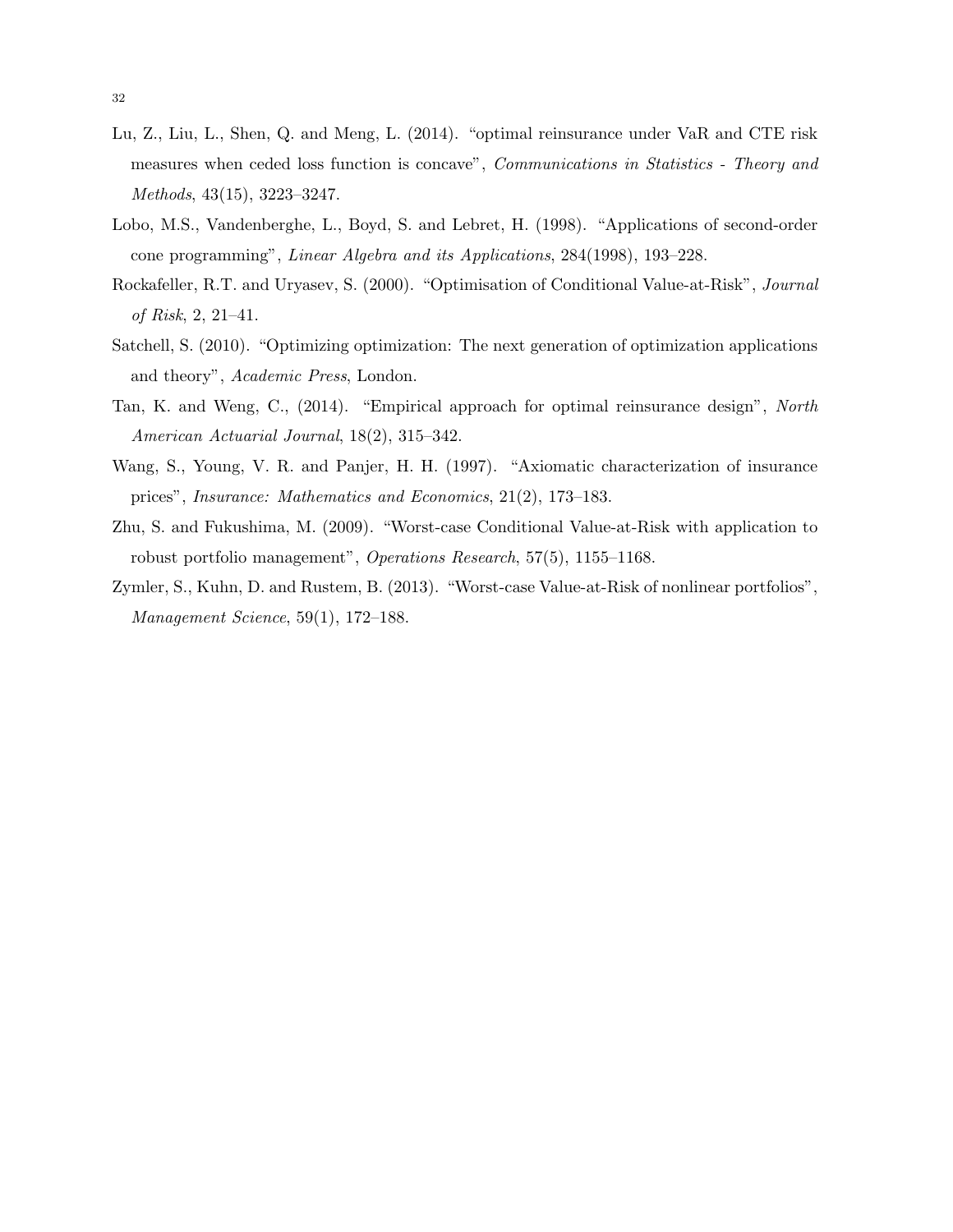Lu, Z., Liu, L., Shen, Q. and Meng, L. (2014). "optimal reinsurance under VaR and CTE risk measures when ceded loss function is concave", *Communications in Statistics - Theory and Methods*, 43(15), 3223–3247.

Lobo, M.S., Vandenberghe, L., Boyd, S. and Lebret, H. (1998). "Applications of second-order cone programming", *Linear Algebra and its Applications*, 284(1998), 193–228.

Rockafeller, R.T. and Uryasev, S. (2000). "Optimisation of Conditional Value-at-Risk", *Journal of Risk*, 2, 21–41.

Satchell, S. (2010). "Optimizing optimization: The next generation of optimization applications and theory", *Academic Press*, London.

Tan, K. and Weng, C., (2014). "Empirical approach for optimal reinsurance design", *North American Actuarial Journal*, 18(2), 315–342.

Wang, S., Young, V. R. and Panjer, H. H. (1997). "Axiomatic characterization of insurance prices", *Insurance: Mathematics and Economics*, 21(2), 173–183.

Zhu, S. and Fukushima, M. (2009). "Worst-case Conditional Value-at-Risk with application to robust portfolio management", *Operations Research*, 57(5), 1155–1168.

Zymler, S., Kuhn, D. and Rustem, B. (2013). "Worst-case Value-at-Risk of nonlinear portfolios", *Management Science*, 59(1), 172–188.